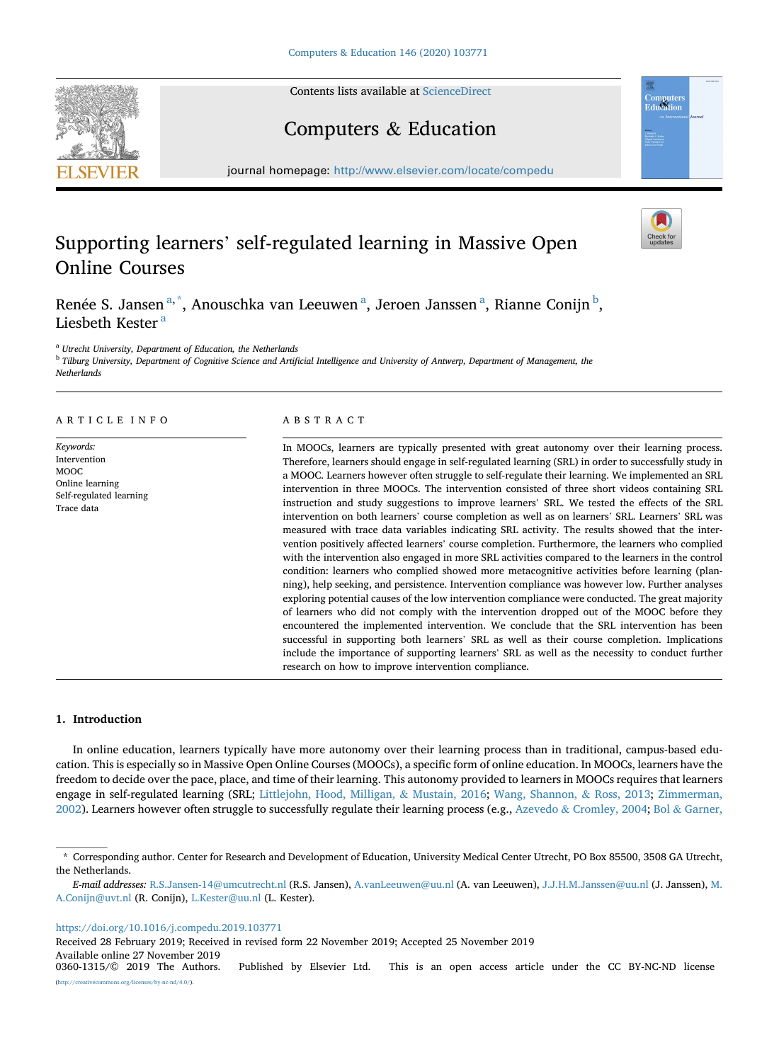# Supporting learners' self-regulated learning in Massive Open Online Courses

Renée S. Jansen [a,*], Anouschka van Leeuwen [a], Jeroen Janssen [a], Rianne Conijn [b], Liesbeth Kester [a]

[a] *Utrecht University, Department of Education, the Netherlands*
[b] *Tilburg University, Department of Cognitive Science and Artificial Intelligence and University of Antwerp, Department of Management, the Netherlands*

## ARTICLE INFO

*Keywords:*
Intervention
MOOC
Online learning
Self-regulated learning
Trace data

## ABSTRACT

In MOOCs, learners are typically presented with great autonomy over their learning process. Therefore, learners should engage in self-regulated learning (SRL) in order to successfully study in a MOOC. Learners however often struggle to self-regulate their learning. We implemented an SRL intervention in three MOOCs. The intervention consisted of three short videos containing SRL instruction and study suggestions to improve learners' SRL. We tested the effects of the SRL intervention on both learners' course completion as well as on learners' SRL. Learners' SRL was measured with trace data variables indicating SRL activity. The results showed that the intervention positively affected learners' course completion. Furthermore, the learners who complied with the intervention also engaged in more SRL activities compared to the learners in the control condition: learners who complied showed more metacognitive activities before learning (planning), help seeking, and persistence. Intervention compliance was however low. Further analyses exploring potential causes of the low intervention compliance were conducted. The great majority of learners who did not comply with the intervention dropped out of the MOOC before they encountered the implemented intervention. We conclude that the SRL intervention has been successful in supporting both learners' SRL as well as their course completion. Implications include the importance of supporting learners' SRL as well as the necessity to conduct further research on how to improve intervention compliance.

## 1. Introduction

In online education, learners typically have more autonomy over their learning process than in traditional, campus-based education. This is especially so in Massive Open Online Courses (MOOCs), a specific form of online education. In MOOCs, learners have the freedom to decide over the pace, place, and time of their learning. This autonomy provided to learners in MOOCs requires that learners engage in self-regulated learning (SRL; Littlejohn, Hood, Milligan, & Mustain, 2016; Wang, Shannon, & Ross, 2013; Zimmerman, 2002). Learners however often struggle to successfully regulate their learning process (e.g., Azevedo & Cromley, 2004; Bol & Garner,

---

\* Corresponding author. Center for Research and Development of Education, University Medical Center Utrecht, PO Box 85500, 3508 GA Utrecht, the Netherlands.

*E-mail addresses:* R.S.Jansen-14@umcutrecht.nl (R.S. Jansen), A.vanLeeuwen@uu.nl (A. van Leeuwen), J.J.H.M.Janssen@uu.nl (J. Janssen), M.A.Conijn@uvt.nl (R. Conijn), L.Kester@uu.nl (L. Kester).

https://doi.org/10.1016/j.compedu.2019.103771
Received 28 February 2019; Received in revised form 22 November 2019; Accepted 25 November 2019
Available online 27 November 2019
0360-1315/© 2019 The Authors. Published by Elsevier Ltd. This is an open access article under the CC BY-NC-ND license (http://creativecommons.org/licenses/by-nc-nd/4.0/).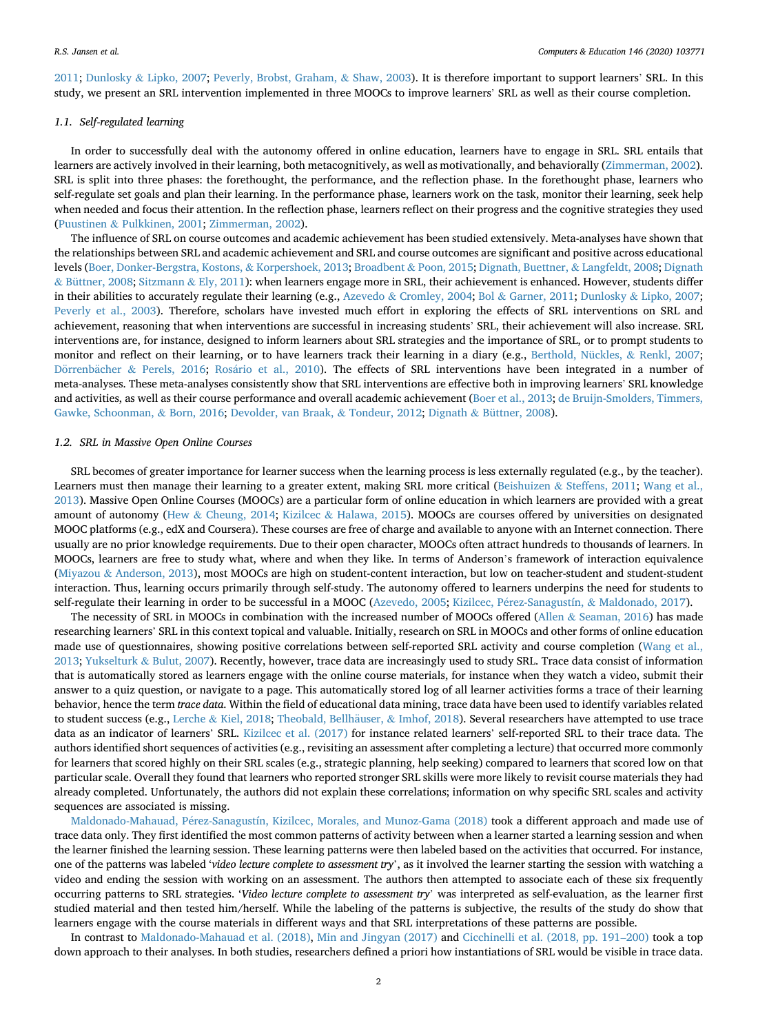2011; Dunlosky & Lipko, 2007; Peverly, Brobst, Graham, & Shaw, 2003). It is therefore important to support learners' SRL. In this study, we present an SRL intervention implemented in three MOOCs to improve learners' SRL as well as their course completion.

### 1.1. Self-regulated learning

In order to successfully deal with the autonomy offered in online education, learners have to engage in SRL. SRL entails that learners are actively involved in their learning, both metacognitively, as well as motivationally, and behaviorally (Zimmerman, 2002). SRL is split into three phases: the forethought, the performance, and the reflection phase. In the forethought phase, learners who self-regulate set goals and plan their learning. In the performance phase, learners work on the task, monitor their learning, seek help when needed and focus their attention. In the reflection phase, learners reflect on their progress and the cognitive strategies they used (Puustinen & Pulkkinen, 2001; Zimmerman, 2002).

The influence of SRL on course outcomes and academic achievement has been studied extensively. Meta-analyses have shown that the relationships between SRL and academic achievement and SRL and course outcomes are significant and positive across educational levels (Boer, Donker-Bergstra, Kostons, & Korpershoek, 2013; Broadbent & Poon, 2015; Dignath, Buettner, & Langfeldt, 2008; Dignath & Büttner, 2008; Sitzmann & Ely, 2011): when learners engage more in SRL, their achievement is enhanced. However, students differ in their abilities to accurately regulate their learning (e.g., Azevedo & Cromley, 2004; Bol & Garner, 2011; Dunlosky & Lipko, 2007; Peverly et al., 2003). Therefore, scholars have invested much effort in exploring the effects of SRL interventions on SRL and achievement, reasoning that when interventions are successful in increasing students' SRL, their achievement will also increase. SRL interventions are, for instance, designed to inform learners about SRL strategies and the importance of SRL, or to prompt students to monitor and reflect on their learning, or to have learners track their learning in a diary (e.g., Berthold, Nückles, & Renkl, 2007; Dörrenbächer & Perels, 2016; Rosário et al., 2010). The effects of SRL interventions have been integrated in a number of meta-analyses. These meta-analyses consistently show that SRL interventions are effective both in improving learners' SRL knowledge and activities, as well as their course performance and overall academic achievement (Boer et al., 2013; de Bruijn-Smolders, Timmers, Gawke, Schoonman, & Born, 2016; Devolder, van Braak, & Tondeur, 2012; Dignath & Büttner, 2008).

### 1.2. SRL in Massive Open Online Courses

SRL becomes of greater importance for learner success when the learning process is less externally regulated (e.g., by the teacher). Learners must then manage their learning to a greater extent, making SRL more critical (Beishuizen & Steffens, 2011; Wang et al., 2013). Massive Open Online Courses (MOOCs) are a particular form of online education in which learners are provided with a great amount of autonomy (Hew & Cheung, 2014; Kizilcec & Halawa, 2015). MOOCs are courses offered by universities on designated MOOC platforms (e.g., edX and Coursera). These courses are free of charge and available to anyone with an Internet connection. There usually are no prior knowledge requirements. Due to their open character, MOOCs often attract hundreds to thousands of learners. In MOOCs, learners are free to study what, where and when they like. In terms of Anderson's framework of interaction equivalence (Miyazou & Anderson, 2013), most MOOCs are high on student-content interaction, but low on teacher-student and student-student interaction. Thus, learning occurs primarily through self-study. The autonomy offered to learners underpins the need for students to self-regulate their learning in order to be successful in a MOOC (Azevedo, 2005; Kizilcec, Pérez-Sanagustín, & Maldonado, 2017).

The necessity of SRL in MOOCs in combination with the increased number of MOOCs offered (Allen & Seaman, 2016) has made researching learners' SRL in this context topical and valuable. Initially, research on SRL in MOOCs and other forms of online education made use of questionnaires, showing positive correlations between self-reported SRL activity and course completion (Wang et al., 2013; Yukselturk & Bulut, 2007). Recently, however, trace data are increasingly used to study SRL. Trace data consist of information that is automatically stored as learners engage with the online course materials, for instance when they watch a video, submit their answer to a quiz question, or navigate to a page. This automatically stored log of all learner activities forms a trace of their learning behavior, hence the term *trace data.* Within the field of educational data mining, trace data have been used to identify variables related to student success (e.g., Lerche & Kiel, 2018; Theobald, Bellhäuser, & Imhof, 2018). Several researchers have attempted to use trace data as an indicator of learners' SRL. Kizilcec et al. (2017) for instance related learners' self-reported SRL to their trace data. The authors identified short sequences of activities (e.g., revisiting an assessment after completing a lecture) that occurred more commonly for learners that scored highly on their SRL scales (e.g., strategic planning, help seeking) compared to learners that scored low on that particular scale. Overall they found that learners who reported stronger SRL skills were more likely to revisit course materials they had already completed. Unfortunately, the authors did not explain these correlations; information on why specific SRL scales and activity sequences are associated is missing.

Maldonado-Mahauad, Pérez-Sanagustín, Kizilcec, Morales, and Munoz-Gama (2018) took a different approach and made use of trace data only. They first identified the most common patterns of activity between when a learner started a learning session and when the learner finished the learning session. These learning patterns were then labeled based on the activities that occurred. For instance, one of the patterns was labeled '*video lecture complete to assessment try*', as it involved the learner starting the session with watching a video and ending the session with working on an assessment. The authors then attempted to associate each of these six frequently occurring patterns to SRL strategies. '*Video lecture complete to assessment try*' was interpreted as self-evaluation, as the learner first studied material and then tested him/herself. While the labeling of the patterns is subjective, the results of the study do show that learners engage with the course materials in different ways and that SRL interpretations of these patterns are possible.

In contrast to Maldonado-Mahauad et al. (2018), Min and Jingyan (2017) and Cicchinelli et al. (2018, pp. 191–200) took a top down approach to their analyses. In both studies, researchers defined a priori how instantiations of SRL would be visible in trace data.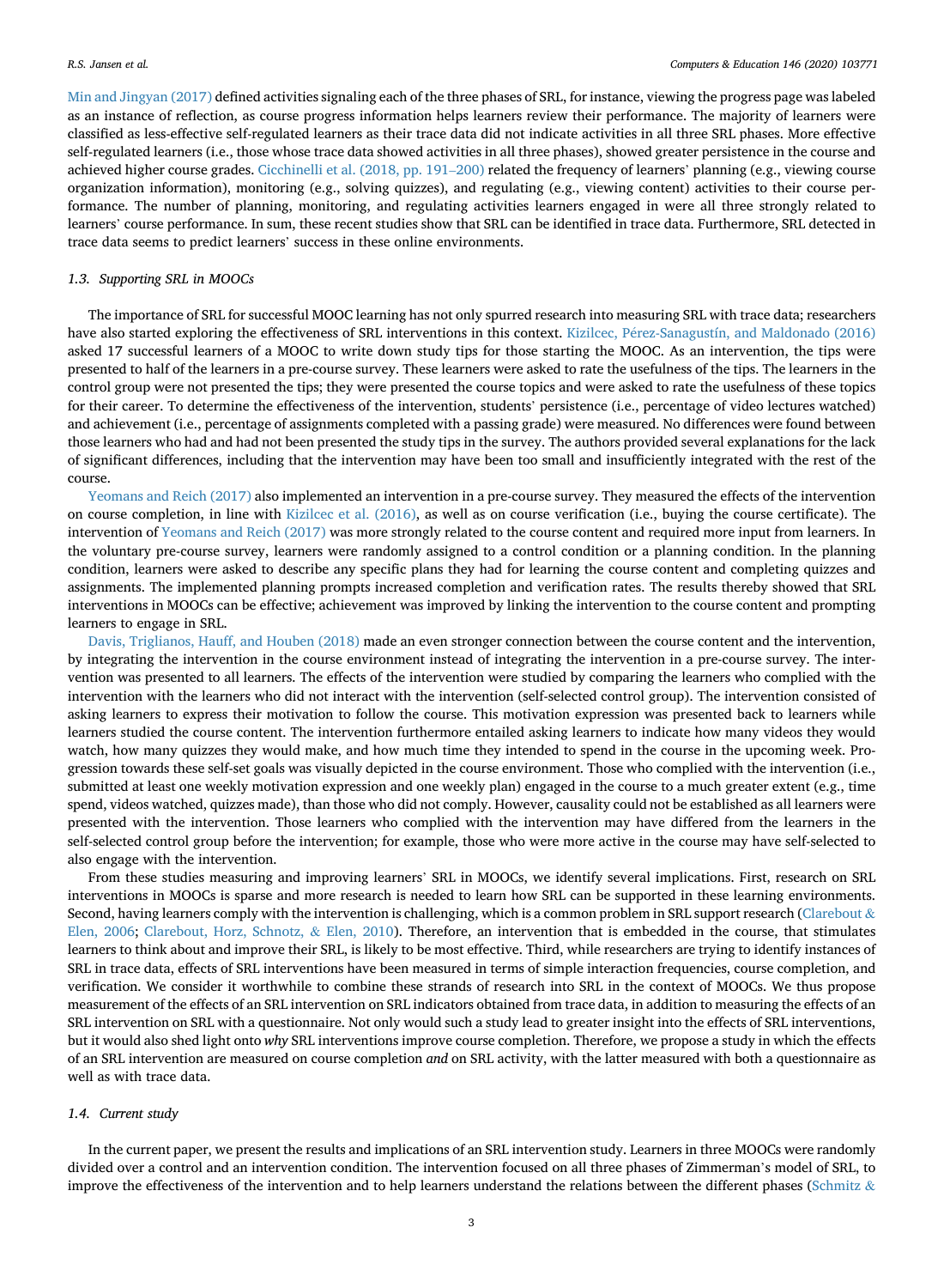Min and Jingyan (2017) defined activities signaling each of the three phases of SRL, for instance, viewing the progress page was labeled as an instance of reflection, as course progress information helps learners review their performance. The majority of learners were classified as less-effective self-regulated learners as their trace data did not indicate activities in all three SRL phases. More effective self-regulated learners (i.e., those whose trace data showed activities in all three phases), showed greater persistence in the course and achieved higher course grades. Cicchinelli et al. (2018, pp. 191–200) related the frequency of learners' planning (e.g., viewing course organization information), monitoring (e.g., solving quizzes), and regulating (e.g., viewing content) activities to their course performance. The number of planning, monitoring, and regulating activities learners engaged in were all three strongly related to learners' course performance. In sum, these recent studies show that SRL can be identified in trace data. Furthermore, SRL detected in trace data seems to predict learners' success in these online environments.

### 1.3. Supporting SRL in MOOCs

The importance of SRL for successful MOOC learning has not only spurred research into measuring SRL with trace data; researchers have also started exploring the effectiveness of SRL interventions in this context. Kizilcec, Pérez-Sanagustín, and Maldonado (2016) asked 17 successful learners of a MOOC to write down study tips for those starting the MOOC. As an intervention, the tips were presented to half of the learners in a pre-course survey. These learners were asked to rate the usefulness of the tips. The learners in the control group were not presented the tips; they were presented the course topics and were asked to rate the usefulness of these topics for their career. To determine the effectiveness of the intervention, students' persistence (i.e., percentage of video lectures watched) and achievement (i.e., percentage of assignments completed with a passing grade) were measured. No differences were found between those learners who had and had not been presented the study tips in the survey. The authors provided several explanations for the lack of significant differences, including that the intervention may have been too small and insufficiently integrated with the rest of the course.

Yeomans and Reich (2017) also implemented an intervention in a pre-course survey. They measured the effects of the intervention on course completion, in line with Kizilcec et al. (2016), as well as on course verification (i.e., buying the course certificate). The intervention of Yeomans and Reich (2017) was more strongly related to the course content and required more input from learners. In the voluntary pre-course survey, learners were randomly assigned to a control condition or a planning condition. In the planning condition, learners were asked to describe any specific plans they had for learning the course content and completing quizzes and assignments. The implemented planning prompts increased completion and verification rates. The results thereby showed that SRL interventions in MOOCs can be effective; achievement was improved by linking the intervention to the course content and prompting learners to engage in SRL.

Davis, Triglianos, Hauff, and Houben (2018) made an even stronger connection between the course content and the intervention, by integrating the intervention in the course environment instead of integrating the intervention in a pre-course survey. The intervention was presented to all learners. The effects of the intervention were studied by comparing the learners who complied with the intervention with the learners who did not interact with the intervention (self-selected control group). The intervention consisted of asking learners to express their motivation to follow the course. This motivation expression was presented back to learners while learners studied the course content. The intervention furthermore entailed asking learners to indicate how many videos they would watch, how many quizzes they would make, and how much time they intended to spend in the course in the upcoming week. Progression towards these self-set goals was visually depicted in the course environment. Those who complied with the intervention (i.e., submitted at least one weekly motivation expression and one weekly plan) engaged in the course to a much greater extent (e.g., time spend, videos watched, quizzes made), than those who did not comply. However, causality could not be established as all learners were presented with the intervention. Those learners who complied with the intervention may have differed from the learners in the self-selected control group before the intervention; for example, those who were more active in the course may have self-selected to also engage with the intervention.

From these studies measuring and improving learners' SRL in MOOCs, we identify several implications. First, research on SRL interventions in MOOCs is sparse and more research is needed to learn how SRL can be supported in these learning environments. Second, having learners comply with the intervention is challenging, which is a common problem in SRL support research (Clarebout & Elen, 2006; Clarebout, Horz, Schnotz, & Elen, 2010). Therefore, an intervention that is embedded in the course, that stimulates learners to think about and improve their SRL, is likely to be most effective. Third, while researchers are trying to identify instances of SRL in trace data, effects of SRL interventions have been measured in terms of simple interaction frequencies, course completion, and verification. We consider it worthwhile to combine these strands of research into SRL in the context of MOOCs. We thus propose measurement of the effects of an SRL intervention on SRL indicators obtained from trace data, in addition to measuring the effects of an SRL intervention on SRL with a questionnaire. Not only would such a study lead to greater insight into the effects of SRL interventions, but it would also shed light onto *why* SRL interventions improve course completion. Therefore, we propose a study in which the effects of an SRL intervention are measured on course completion *and* on SRL activity, with the latter measured with both a questionnaire as well as with trace data.

### 1.4. Current study

In the current paper, we present the results and implications of an SRL intervention study. Learners in three MOOCs were randomly divided over a control and an intervention condition. The intervention focused on all three phases of Zimmerman's model of SRL, to improve the effectiveness of the intervention and to help learners understand the relations between the different phases (Schmitz &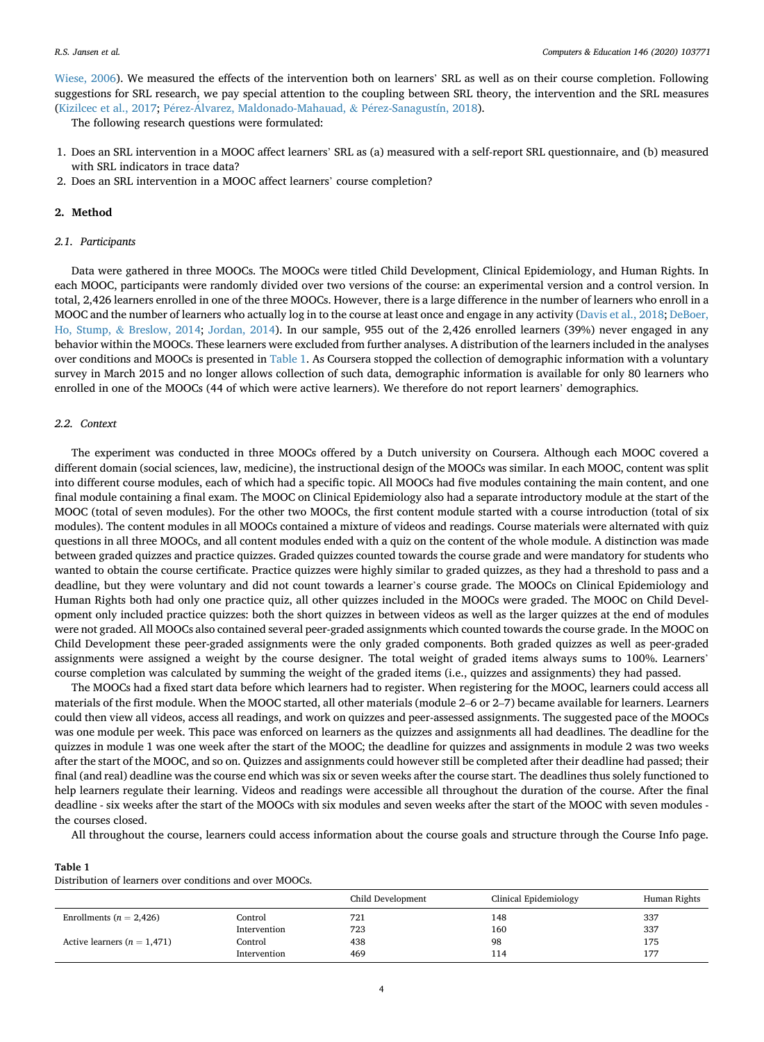Wiese, 2006). We measured the effects of the intervention both on learners' SRL as well as on their course completion. Following suggestions for SRL research, we pay special attention to the coupling between SRL theory, the intervention and the SRL measures (Kizilcec et al., 2017; Pérez-Álvarez, Maldonado-Mahauad, & Pérez-Sanagustín, 2018).

The following research questions were formulated:

1. Does an SRL intervention in a MOOC affect learners' SRL as (a) measured with a self-report SRL questionnaire, and (b) measured with SRL indicators in trace data?
2. Does an SRL intervention in a MOOC affect learners' course completion?

## 2. Method

### 2.1. Participants

Data were gathered in three MOOCs. The MOOCs were titled Child Development, Clinical Epidemiology, and Human Rights. In each MOOC, participants were randomly divided over two versions of the course: an experimental version and a control version. In total, 2,426 learners enrolled in one of the three MOOCs. However, there is a large difference in the number of learners who enroll in a MOOC and the number of learners who actually log in to the course at least once and engage in any activity (Davis et al., 2018; DeBoer, Ho, Stump, & Breslow, 2014; Jordan, 2014). In our sample, 955 out of the 2,426 enrolled learners (39%) never engaged in any behavior within the MOOCs. These learners were excluded from further analyses. A distribution of the learners included in the analyses over conditions and MOOCs is presented in Table 1. As Coursera stopped the collection of demographic information with a voluntary survey in March 2015 and no longer allows collection of such data, demographic information is available for only 80 learners who enrolled in one of the MOOCs (44 of which were active learners). We therefore do not report learners' demographics.

### 2.2. Context

The experiment was conducted in three MOOCs offered by a Dutch university on Coursera. Although each MOOC covered a different domain (social sciences, law, medicine), the instructional design of the MOOCs was similar. In each MOOC, content was split into different course modules, each of which had a specific topic. All MOOCs had five modules containing the main content, and one final module containing a final exam. The MOOC on Clinical Epidemiology also had a separate introductory module at the start of the MOOC (total of seven modules). For the other two MOOCs, the first content module started with a course introduction (total of six modules). The content modules in all MOOCs contained a mixture of videos and readings. Course materials were alternated with quiz questions in all three MOOCs, and all content modules ended with a quiz on the content of the whole module. A distinction was made between graded quizzes and practice quizzes. Graded quizzes counted towards the course grade and were mandatory for students who wanted to obtain the course certificate. Practice quizzes were highly similar to graded quizzes, as they had a threshold to pass and a deadline, but they were voluntary and did not count towards a learner's course grade. The MOOCs on Clinical Epidemiology and Human Rights both had only one practice quiz, all other quizzes included in the MOOCs were graded. The MOOC on Child Development only included practice quizzes: both the short quizzes in between videos as well as the larger quizzes at the end of modules were not graded. All MOOCs also contained several peer-graded assignments which counted towards the course grade. In the MOOC on Child Development these peer-graded assignments were the only graded components. Both graded quizzes as well as peer-graded assignments were assigned a weight by the course designer. The total weight of graded items always sums to 100%. Learners' course completion was calculated by summing the weight of the graded items (i.e., quizzes and assignments) they had passed.

The MOOCs had a fixed start data before which learners had to register. When registering for the MOOC, learners could access all materials of the first module. When the MOOC started, all other materials (module 2–6 or 2–7) became available for learners. Learners could then view all videos, access all readings, and work on quizzes and peer-assessed assignments. The suggested pace of the MOOCs was one module per week. This pace was enforced on learners as the quizzes and assignments all had deadlines. The deadline for the quizzes in module 1 was one week after the start of the MOOC; the deadline for quizzes and assignments in module 2 was two weeks after the start of the MOOC, and so on. Quizzes and assignments could however still be completed after their deadline had passed; their final (and real) deadline was the course end which was six or seven weeks after the course start. The deadlines thus solely functioned to help learners regulate their learning. Videos and readings were accessible all throughout the duration of the course. After the final deadline - six weeks after the start of the MOOCs with six modules and seven weeks after the start of the MOOC with seven modules - the courses closed.

All throughout the course, learners could access information about the course goals and structure through the Course Info page.

**Table 1**
Distribution of learners over conditions and over MOOCs.

| | | Child Development | Clinical Epidemiology | Human Rights |
|---|---|---|---|---|
| Enrollments ($n = 2,426$) | Control | 721 | 148 | 337 |
| | Intervention | 723 | 160 | 337 |
| Active learners ($n = 1,471$) | Control | 438 | 98 | 175 |
| | Intervention | 469 | 114 | 177 |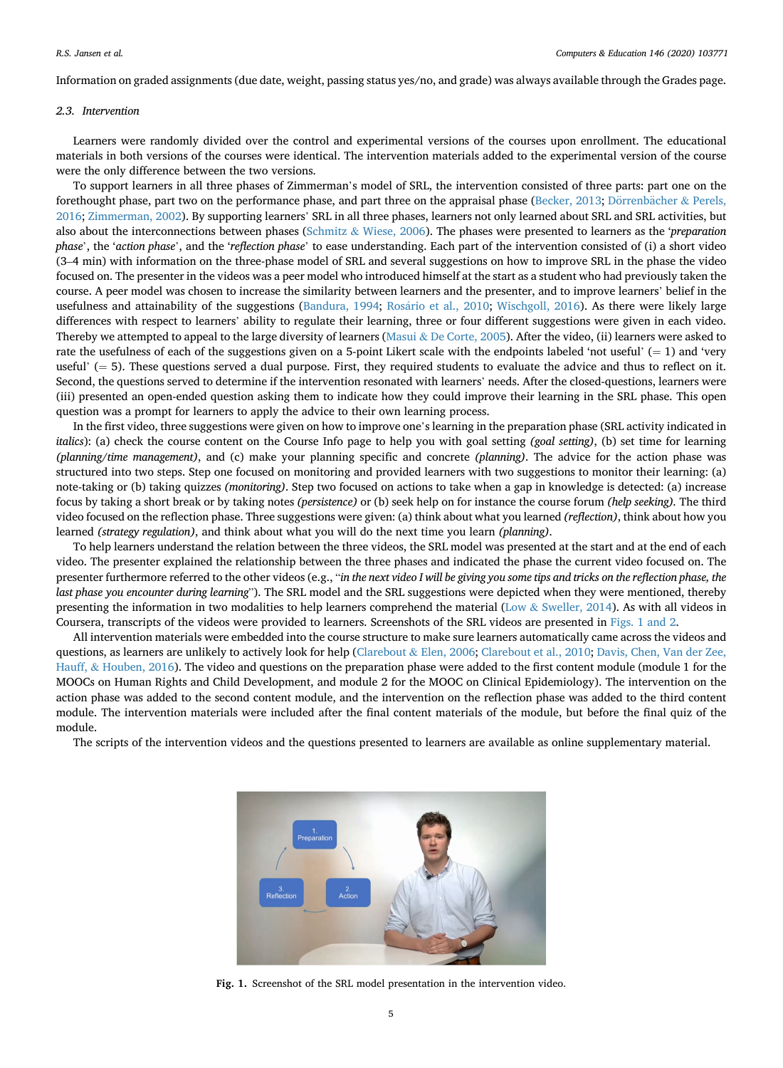Information on graded assignments (due date, weight, passing status yes/no, and grade) was always available through the Grades page.

### 2.3. Intervention

Learners were randomly divided over the control and experimental versions of the courses upon enrollment. The educational materials in both versions of the courses were identical. The intervention materials added to the experimental version of the course were the only difference between the two versions.

To support learners in all three phases of Zimmerman's model of SRL, the intervention consisted of three parts: part one on the forethought phase, part two on the performance phase, and part three on the appraisal phase (Becker, 2013; Dörrenbächer & Perels, 2016; Zimmerman, 2002). By supporting learners' SRL in all three phases, learners not only learned about SRL and SRL activities, but also about the interconnections between phases (Schmitz & Wiese, 2006). The phases were presented to learners as the '*preparation phase*', the '*action phase*', and the '*reflection phase*' to ease understanding. Each part of the intervention consisted of (i) a short video (3–4 min) with information on the three-phase model of SRL and several suggestions on how to improve SRL in the phase the video focused on. The presenter in the videos was a peer model who introduced himself at the start as a student who had previously taken the course. A peer model was chosen to increase the similarity between learners and the presenter, and to improve learners' belief in the usefulness and attainability of the suggestions (Bandura, 1994; Rosário et al., 2010; Wischgoll, 2016). As there were likely large differences with respect to learners' ability to regulate their learning, three or four different suggestions were given in each video. Thereby we attempted to appeal to the large diversity of learners (Masui & De Corte, 2005). After the video, (ii) learners were asked to rate the usefulness of each of the suggestions given on a 5-point Likert scale with the endpoints labeled 'not useful' (= 1) and 'very useful' (= 5). These questions served a dual purpose. First, they required students to evaluate the advice and thus to reflect on it. Second, the questions served to determine if the intervention resonated with learners' needs. After the closed-questions, learners were (iii) presented an open-ended question asking them to indicate how they could improve their learning in the SRL phase. This open question was a prompt for learners to apply the advice to their own learning process.

In the first video, three suggestions were given on how to improve one's learning in the preparation phase (SRL activity indicated in *italics*): (a) check the course content on the Course Info page to help you with goal setting *(goal setting)*, (b) set time for learning *(planning/time management)*, and (c) make your planning specific and concrete *(planning)*. The advice for the action phase was structured into two steps. Step one focused on monitoring and provided learners with two suggestions to monitor their learning: (a) note-taking or (b) taking quizzes *(monitoring)*. Step two focused on actions to take when a gap in knowledge is detected: (a) increase focus by taking a short break or by taking notes *(persistence)* or (b) seek help on for instance the course forum *(help seeking)*. The third video focused on the reflection phase. Three suggestions were given: (a) think about what you learned *(reflection)*, think about how you learned *(strategy regulation)*, and think about what you will do the next time you learn *(planning)*.

To help learners understand the relation between the three videos, the SRL model was presented at the start and at the end of each video. The presenter explained the relationship between the three phases and indicated the phase the current video focused on. The presenter furthermore referred to the other videos (e.g., "*in the next video I will be giving you some tips and tricks on the reflection phase, the last phase you encounter during learning*"). The SRL model and the SRL suggestions were depicted when they were mentioned, thereby presenting the information in two modalities to help learners comprehend the material (Low & Sweller, 2014). As with all videos in Coursera, transcripts of the videos were provided to learners. Screenshots of the SRL videos are presented in Figs. 1 and 2.

All intervention materials were embedded into the course structure to make sure learners automatically came across the videos and questions, as learners are unlikely to actively look for help (Clarebout & Elen, 2006; Clarebout et al., 2010; Davis, Chen, Van der Zee, Hauff, & Houben, 2016). The video and questions on the preparation phase were added to the first content module (module 1 for the MOOCs on Human Rights and Child Development, and module 2 for the MOOC on Clinical Epidemiology). The intervention on the action phase was added to the second content module, and the intervention on the reflection phase was added to the third content module. The intervention materials were included after the final content materials of the module, but before the final quiz of the module.

The scripts of the intervention videos and the questions presented to learners are available as online supplementary material.

**Fig. 1.** Screenshot of the SRL model presentation in the intervention video.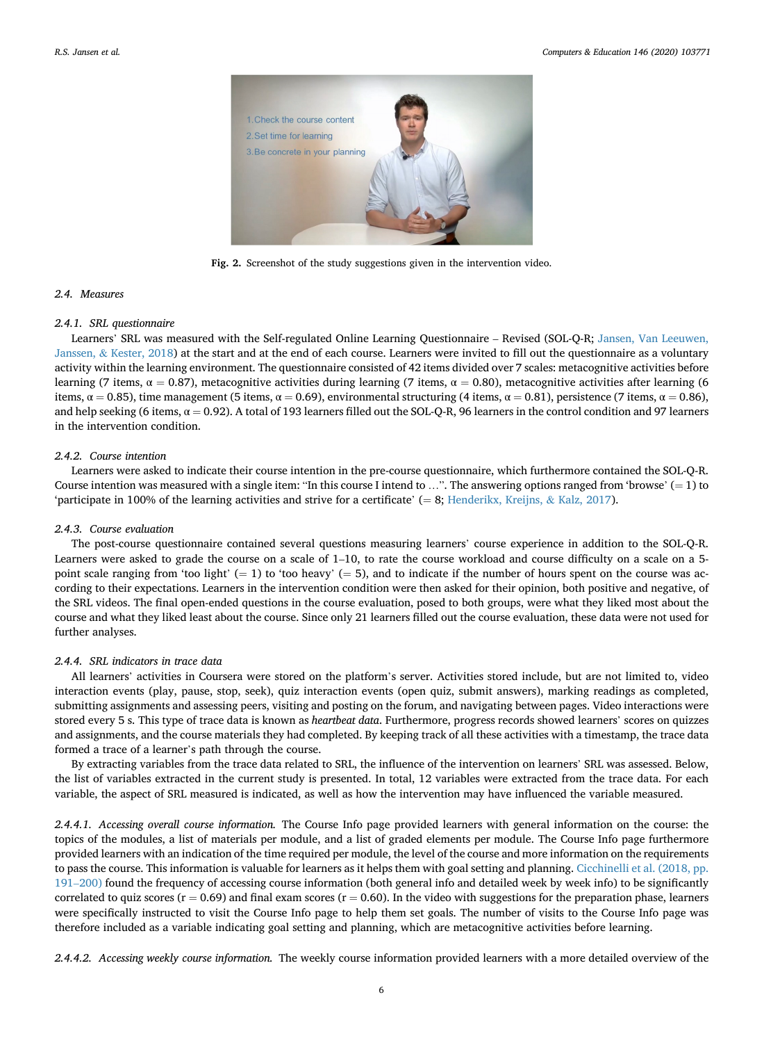Fig. 2. Screenshot of the study suggestions given in the intervention video.

### 2.4. Measures

#### 2.4.1. SRL questionnaire

Learners' SRL was measured with the Self-regulated Online Learning Questionnaire – Revised (SOL-Q-R; Jansen, Van Leeuwen, Janssen, & Kester, 2018) at the start and at the end of each course. Learners were invited to fill out the questionnaire as a voluntary activity within the learning environment. The questionnaire consisted of 42 items divided over 7 scales: metacognitive activities before learning (7 items, $\alpha = 0.87$), metacognitive activities during learning (7 items, $\alpha = 0.80$), metacognitive activities after learning (6 items, $\alpha = 0.85$), time management (5 items, $\alpha = 0.69$), environmental structuring (4 items, $\alpha = 0.81$), persistence (7 items, $\alpha = 0.86$), and help seeking (6 items, $\alpha = 0.92$). A total of 193 learners filled out the SOL-Q-R, 96 learners in the control condition and 97 learners in the intervention condition.

#### 2.4.2. Course intention

Learners were asked to indicate their course intention in the pre-course questionnaire, which furthermore contained the SOL-Q-R. Course intention was measured with a single item: "In this course I intend to …". The answering options ranged from 'browse' (= 1) to 'participate in 100% of the learning activities and strive for a certificate' (= 8; Henderikx, Kreijns, & Kalz, 2017).

#### 2.4.3. Course evaluation

The post-course questionnaire contained several questions measuring learners' course experience in addition to the SOL-Q-R. Learners were asked to grade the course on a scale of 1–10, to rate the course workload and course difficulty on a scale on a 5-point scale ranging from 'too light' (= 1) to 'too heavy' (= 5), and to indicate if the number of hours spent on the course was according to their expectations. Learners in the intervention condition were then asked for their opinion, both positive and negative, of the SRL videos. The final open-ended questions in the course evaluation, posed to both groups, were what they liked most about the course and what they liked least about the course. Since only 21 learners filled out the course evaluation, these data were not used for further analyses.

#### 2.4.4. SRL indicators in trace data

All learners' activities in Coursera were stored on the platform's server. Activities stored include, but are not limited to, video interaction events (play, pause, stop, seek), quiz interaction events (open quiz, submit answers), marking readings as completed, submitting assignments and assessing peers, visiting and posting on the forum, and navigating between pages. Video interactions were stored every 5 s. This type of trace data is known as *heartbeat data*. Furthermore, progress records showed learners' scores on quizzes and assignments, and the course materials they had completed. By keeping track of all these activities with a timestamp, the trace data formed a trace of a learner's path through the course.

By extracting variables from the trace data related to SRL, the influence of the intervention on learners' SRL was assessed. Below, the list of variables extracted in the current study is presented. In total, 12 variables were extracted from the trace data. For each variable, the aspect of SRL measured is indicated, as well as how the intervention may have influenced the variable measured.

*2.4.4.1. Accessing overall course information.* The Course Info page provided learners with general information on the course: the topics of the modules, a list of materials per module, and a list of graded elements per module. The Course Info page furthermore provided learners with an indication of the time required per module, the level of the course and more information on the requirements to pass the course. This information is valuable for learners as it helps them with goal setting and planning. Cicchinelli et al. (2018, pp. 191–200) found the frequency of accessing course information (both general info and detailed week by week info) to be significantly correlated to quiz scores ($r = 0.69$) and final exam scores ($r = 0.60$). In the video with suggestions for the preparation phase, learners were specifically instructed to visit the Course Info page to help them set goals. The number of visits to the Course Info page was therefore included as a variable indicating goal setting and planning, which are metacognitive activities before learning.

*2.4.4.2. Accessing weekly course information.* The weekly course information provided learners with a more detailed overview of the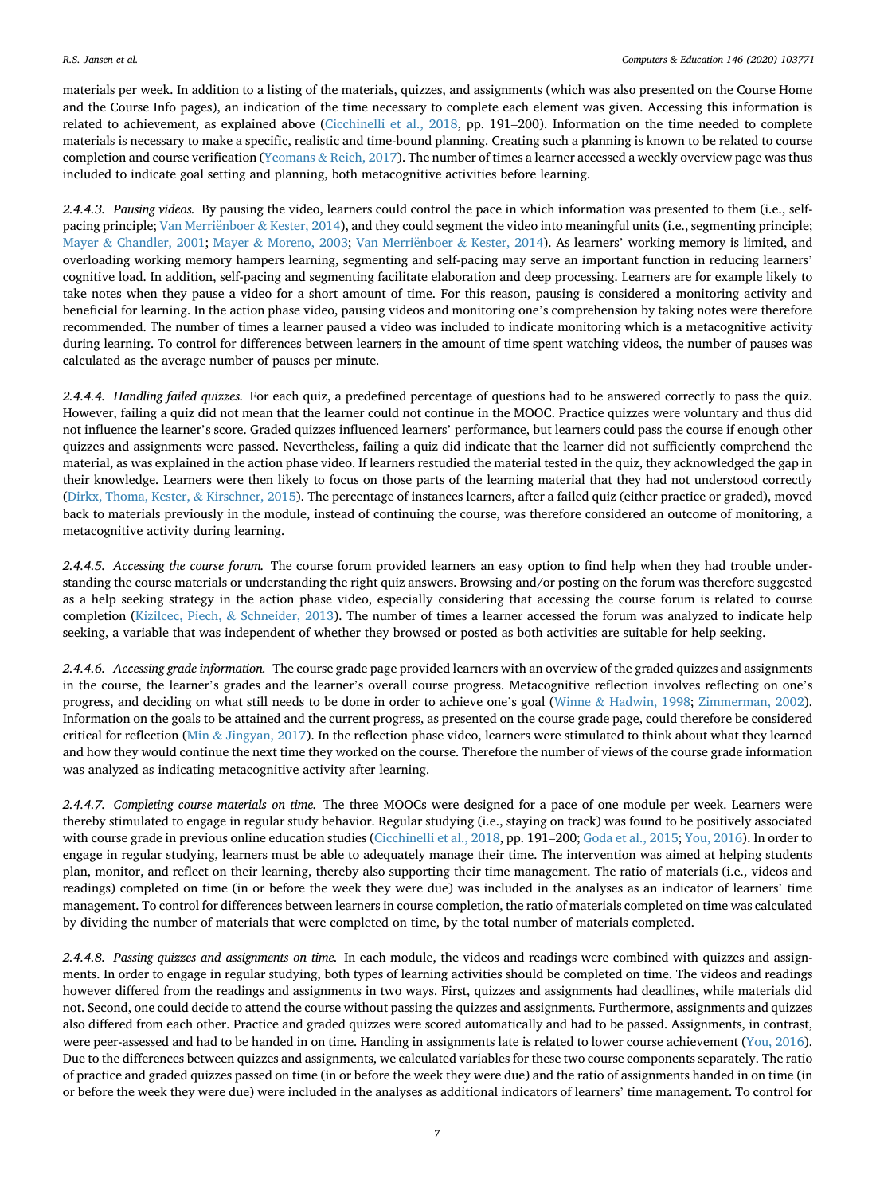materials per week. In addition to a listing of the materials, quizzes, and assignments (which was also presented on the Course Home and the Course Info pages), an indication of the time necessary to complete each element was given. Accessing this information is related to achievement, as explained above (Cicchinelli et al., 2018, pp. 191–200). Information on the time needed to complete materials is necessary to make a specific, realistic and time-bound planning. Creating such a planning is known to be related to course completion and course verification (Yeomans & Reich, 2017). The number of times a learner accessed a weekly overview page was thus included to indicate goal setting and planning, both metacognitive activities before learning.

*2.4.4.3. Pausing videos.* By pausing the video, learners could control the pace in which information was presented to them (i.e., self-pacing principle; Van Merriënboer & Kester, 2014), and they could segment the video into meaningful units (i.e., segmenting principle; Mayer & Chandler, 2001; Mayer & Moreno, 2003; Van Merriënboer & Kester, 2014). As learners' working memory is limited, and overloading working memory hampers learning, segmenting and self-pacing may serve an important function in reducing learners' cognitive load. In addition, self-pacing and segmenting facilitate elaboration and deep processing. Learners are for example likely to take notes when they pause a video for a short amount of time. For this reason, pausing is considered a monitoring activity and beneficial for learning. In the action phase video, pausing videos and monitoring one's comprehension by taking notes were therefore recommended. The number of times a learner paused a video was included to indicate monitoring which is a metacognitive activity during learning. To control for differences between learners in the amount of time spent watching videos, the number of pauses was calculated as the average number of pauses per minute.

*2.4.4.4. Handling failed quizzes.* For each quiz, a predefined percentage of questions had to be answered correctly to pass the quiz. However, failing a quiz did not mean that the learner could not continue in the MOOC. Practice quizzes were voluntary and thus did not influence the learner's score. Graded quizzes influenced learners' performance, but learners could pass the course if enough other quizzes and assignments were passed. Nevertheless, failing a quiz did indicate that the learner did not sufficiently comprehend the material, as was explained in the action phase video. If learners restudied the material tested in the quiz, they acknowledged the gap in their knowledge. Learners were then likely to focus on those parts of the learning material that they had not understood correctly (Dirkx, Thoma, Kester, & Kirschner, 2015). The percentage of instances learners, after a failed quiz (either practice or graded), moved back to materials previously in the module, instead of continuing the course, was therefore considered an outcome of monitoring, a metacognitive activity during learning.

*2.4.4.5. Accessing the course forum.* The course forum provided learners an easy option to find help when they had trouble understanding the course materials or understanding the right quiz answers. Browsing and/or posting on the forum was therefore suggested as a help seeking strategy in the action phase video, especially considering that accessing the course forum is related to course completion (Kizilcec, Piech, & Schneider, 2013). The number of times a learner accessed the forum was analyzed to indicate help seeking, a variable that was independent of whether they browsed or posted as both activities are suitable for help seeking.

*2.4.4.6. Accessing grade information.* The course grade page provided learners with an overview of the graded quizzes and assignments in the course, the learner's grades and the learner's overall course progress. Metacognitive reflection involves reflecting on one's progress, and deciding on what still needs to be done in order to achieve one's goal (Winne & Hadwin, 1998; Zimmerman, 2002). Information on the goals to be attained and the current progress, as presented on the course grade page, could therefore be considered critical for reflection (Min & Jingyan, 2017). In the reflection phase video, learners were stimulated to think about what they learned and how they would continue the next time they worked on the course. Therefore the number of views of the course grade information was analyzed as indicating metacognitive activity after learning.

*2.4.4.7. Completing course materials on time.* The three MOOCs were designed for a pace of one module per week. Learners were thereby stimulated to engage in regular study behavior. Regular studying (i.e., staying on track) was found to be positively associated with course grade in previous online education studies (Cicchinelli et al., 2018, pp. 191–200; Goda et al., 2015; You, 2016). In order to engage in regular studying, learners must be able to adequately manage their time. The intervention was aimed at helping students plan, monitor, and reflect on their learning, thereby also supporting their time management. The ratio of materials (i.e., videos and readings) completed on time (in or before the week they were due) was included in the analyses as an indicator of learners' time management. To control for differences between learners in course completion, the ratio of materials completed on time was calculated by dividing the number of materials that were completed on time, by the total number of materials completed.

*2.4.4.8. Passing quizzes and assignments on time.* In each module, the videos and readings were combined with quizzes and assignments. In order to engage in regular studying, both types of learning activities should be completed on time. The videos and readings however differed from the readings and assignments in two ways. First, quizzes and assignments had deadlines, while materials did not. Second, one could decide to attend the course without passing the quizzes and assignments. Furthermore, assignments and quizzes also differed from each other. Practice and graded quizzes were scored automatically and had to be passed. Assignments, in contrast, were peer-assessed and had to be handed in on time. Handing in assignments late is related to lower course achievement (You, 2016). Due to the differences between quizzes and assignments, we calculated variables for these two course components separately. The ratio of practice and graded quizzes passed on time (in or before the week they were due) and the ratio of assignments handed in on time (in or before the week they were due) were included in the analyses as additional indicators of learners' time management. To control for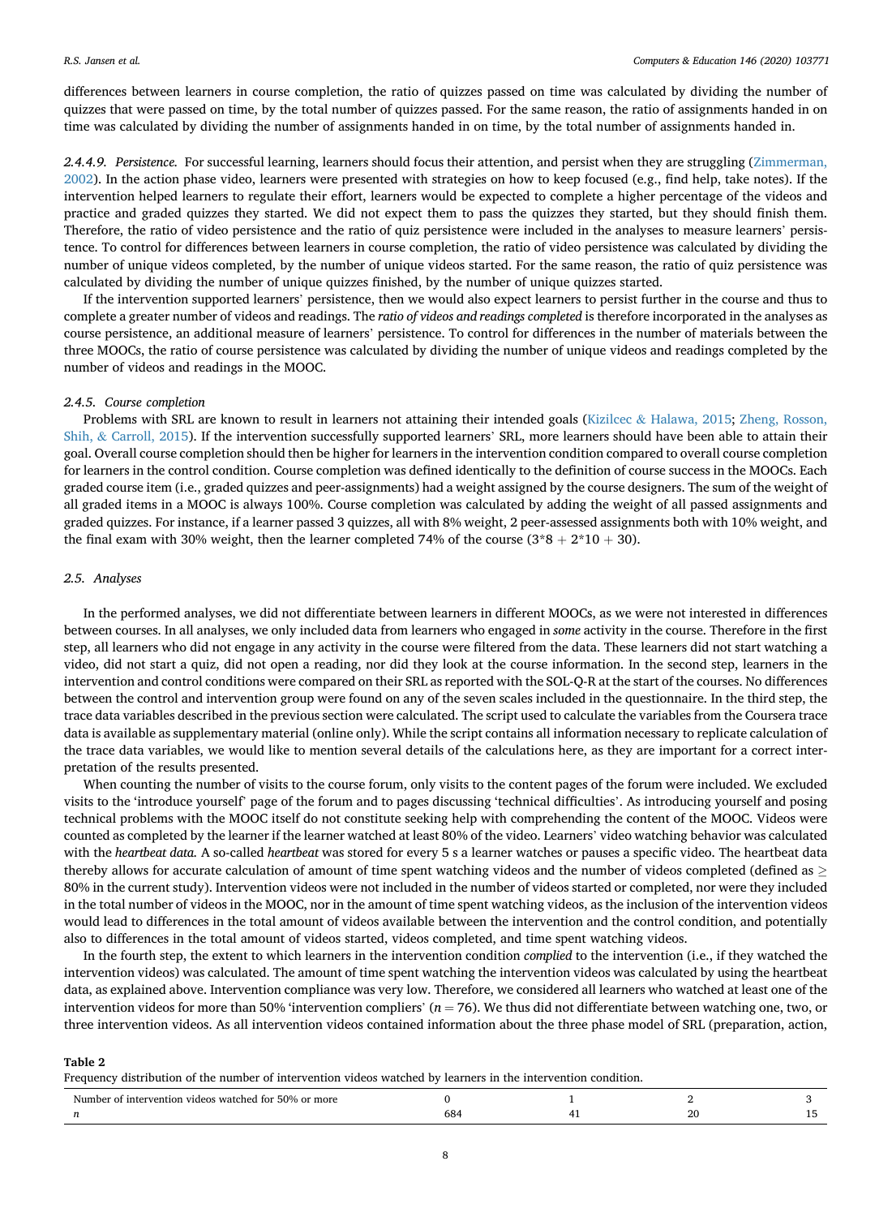differences between learners in course completion, the ratio of quizzes passed on time was calculated by dividing the number of quizzes that were passed on time, by the total number of quizzes passed. For the same reason, the ratio of assignments handed in on time was calculated by dividing the number of assignments handed in on time, by the total number of assignments handed in.

*2.4.4.9. Persistence.* For successful learning, learners should focus their attention, and persist when they are struggling (Zimmerman, 2002). In the action phase video, learners were presented with strategies on how to keep focused (e.g., find help, take notes). If the intervention helped learners to regulate their effort, learners would be expected to complete a higher percentage of the videos and practice and graded quizzes they started. We did not expect them to pass the quizzes they started, but they should finish them. Therefore, the ratio of video persistence and the ratio of quiz persistence were included in the analyses to measure learners' persistence. To control for differences between learners in course completion, the ratio of video persistence was calculated by dividing the number of unique videos completed, by the number of unique videos started. For the same reason, the ratio of quiz persistence was calculated by dividing the number of unique quizzes finished, by the number of unique quizzes started.

If the intervention supported learners' persistence, then we would also expect learners to persist further in the course and thus to complete a greater number of videos and readings. The *ratio of videos and readings completed* is therefore incorporated in the analyses as course persistence, an additional measure of learners' persistence. To control for differences in the number of materials between the three MOOCs, the ratio of course persistence was calculated by dividing the number of unique videos and readings completed by the number of videos and readings in the MOOC.

### 2.4.5. Course completion

Problems with SRL are known to result in learners not attaining their intended goals (Kizilcec & Halawa, 2015; Zheng, Rosson, Shih, & Carroll, 2015). If the intervention successfully supported learners' SRL, more learners should have been able to attain their goal. Overall course completion should then be higher for learners in the intervention condition compared to overall course completion for learners in the control condition. Course completion was defined identically to the definition of course success in the MOOCs. Each graded course item (i.e., graded quizzes and peer-assignments) had a weight assigned by the course designers. The sum of the weight of all graded items in a MOOC is always 100%. Course completion was calculated by adding the weight of all passed assignments and graded quizzes. For instance, if a learner passed 3 quizzes, all with 8% weight, 2 peer-assessed assignments both with 10% weight, and the final exam with 30% weight, then the learner completed 74% of the course (3*8 + 2*10 + 30).

## 2.5. Analyses

In the performed analyses, we did not differentiate between learners in different MOOCs, as we were not interested in differences between courses. In all analyses, we only included data from learners who engaged in *some* activity in the course. Therefore in the first step, all learners who did not engage in any activity in the course were filtered from the data. These learners did not start watching a video, did not start a quiz, did not open a reading, nor did they look at the course information. In the second step, learners in the intervention and control conditions were compared on their SRL as reported with the SOL-Q-R at the start of the courses. No differences between the control and intervention group were found on any of the seven scales included in the questionnaire. In the third step, the trace data variables described in the previous section were calculated. The script used to calculate the variables from the Coursera trace data is available as supplementary material (online only). While the script contains all information necessary to replicate calculation of the trace data variables, we would like to mention several details of the calculations here, as they are important for a correct interpretation of the results presented.

When counting the number of visits to the course forum, only visits to the content pages of the forum were included. We excluded visits to the 'introduce yourself' page of the forum and to pages discussing 'technical difficulties'. As introducing yourself and posing technical problems with the MOOC itself do not constitute seeking help with comprehending the content of the MOOC. Videos were counted as completed by the learner if the learner watched at least 80% of the video. Learners' video watching behavior was calculated with the *heartbeat data.* A so-called *heartbeat* was stored for every 5 s a learner watches or pauses a specific video. The heartbeat data thereby allows for accurate calculation of amount of time spent watching videos and the number of videos completed (defined as ≥ 80% in the current study). Intervention videos were not included in the number of videos started or completed, nor were they included in the total number of videos in the MOOC, nor in the amount of time spent watching videos, as the inclusion of the intervention videos would lead to differences in the total amount of videos available between the intervention and the control condition, and potentially also to differences in the total amount of videos started, videos completed, and time spent watching videos.

In the fourth step, the extent to which learners in the intervention condition *complied* to the intervention (i.e., if they watched the intervention videos) was calculated. The amount of time spent watching the intervention videos was calculated by using the heartbeat data, as explained above. Intervention compliance was very low. Therefore, we considered all learners who watched at least one of the intervention videos for more than 50% 'intervention compliers' ($n = 76$). We thus did not differentiate between watching one, two, or three intervention videos. As all intervention videos contained information about the three phase model of SRL (preparation, action,

**Table 2**
Frequency distribution of the number of intervention videos watched by learners in the intervention condition.

| Number of intervention videos watched for 50% or more | 0 | 1 | 2 | 3 |
|---|---|---|---|---|
| $n$ | 684 | 41 | 20 | 15 |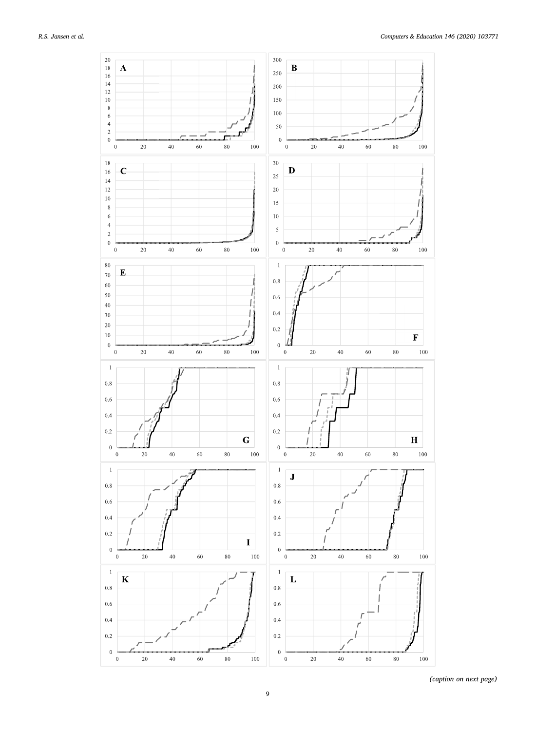*(caption on next page)*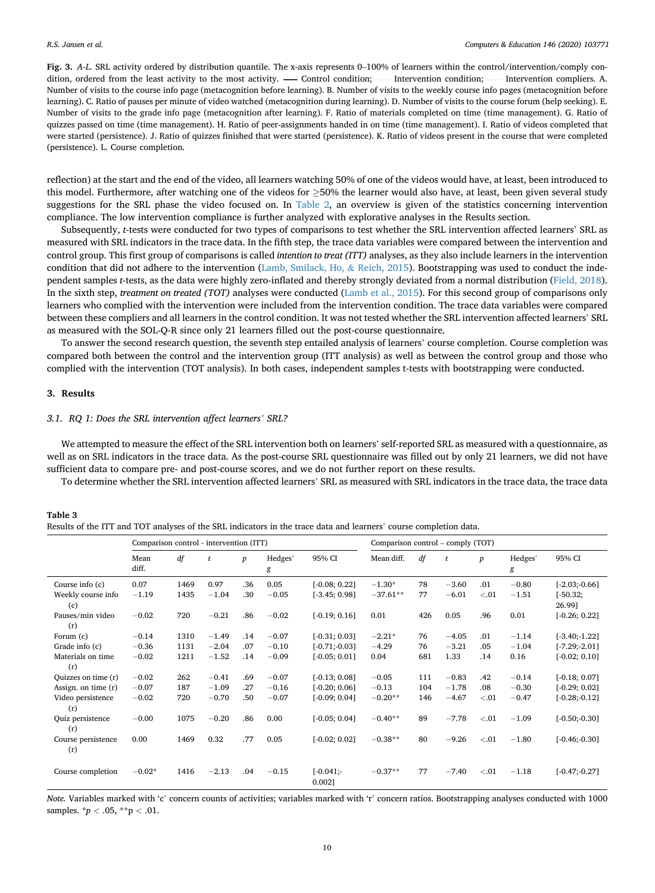**Fig. 3.** *A-L.* SRL activity ordered by distribution quantile. The x-axis represents 0–100% of learners within the control/intervention/comply condition, ordered from the least activity to the most activity. —— Control condition; ······ Intervention condition; - - - Intervention compliers. A. Number of visits to the course info page (metacognition before learning). B. Number of visits to the weekly course info pages (metacognition before learning). C. Ratio of pauses per minute of video watched (metacognition during learning). D. Number of visits to the course forum (help seeking). E. Number of visits to the grade info page (metacognition after learning). F. Ratio of materials completed on time (time management). G. Ratio of quizzes passed on time (time management). H. Ratio of peer-assignments handed in on time (time management). I. Ratio of videos completed that were started (persistence). J. Ratio of quizzes finished that were started (persistence). K. Ratio of videos present in the course that were completed (persistence). L. Course completion.

reflection) at the start and the end of the video, all learners watching 50% of one of the videos would have, at least, been introduced to this model. Furthermore, after watching one of the videos for ≥50% the learner would also have, at least, been given several study suggestions for the SRL phase the video focused on. In Table 2, an overview is given of the statistics concerning intervention compliance. The low intervention compliance is further analyzed with explorative analyses in the Results section.

Subsequently, *t*-tests were conducted for two types of comparisons to test whether the SRL intervention affected learners' SRL as measured with SRL indicators in the trace data. In the fifth step, the trace data variables were compared between the intervention and control group. This first group of comparisons is called *intention to treat (ITT)* analyses, as they also include learners in the intervention condition that did not adhere to the intervention (Lamb, Smilack, Ho, & Reich, 2015). Bootstrapping was used to conduct the independent samples *t*-tests, as the data were highly zero-inflated and thereby strongly deviated from a normal distribution (Field, 2018). In the sixth step, *treatment on treated (TOT)* analyses were conducted (Lamb et al., 2015). For this second group of comparisons only learners who complied with the intervention were included from the intervention condition. The trace data variables were compared between these compliers and all learners in the control condition. It was not tested whether the SRL intervention affected learners' SRL as measured with the SOL-Q-R since only 21 learners filled out the post-course questionnaire.

To answer the second research question, the seventh step entailed analysis of learners' course completion. Course completion was compared both between the control and the intervention group (ITT analysis) as well as between the control group and those who complied with the intervention (TOT analysis). In both cases, independent samples t-tests with bootstrapping were conducted.

## 3. Results

### 3.1. RQ 1: Does the SRL intervention affect learners' SRL?

We attempted to measure the effect of the SRL intervention both on learners' self-reported SRL as measured with a questionnaire, as well as on SRL indicators in the trace data. As the post-course SRL questionnaire was filled out by only 21 learners, we did not have sufficient data to compare pre- and post-course scores, and we do not further report on these results.

To determine whether the SRL intervention affected learners' SRL as measured with SRL indicators in the trace data, the trace data

**Table 3**
Results of the ITT and TOT analyses of the SRL indicators in the trace data and learners' course completion data.

| | Comparison control - intervention (ITT) | | | | | | Comparison control – comply (TOT) | | | | | |
|---|---|---|---|---|---|---|---|---|---|---|---|---|
| | Mean diff. | *df* | *t* | *p* | Hedges' *g* | 95% CI | Mean diff. | *df* | *t* | *p* | Hedges' *g* | 95% CI |
| Course info (c) | 0.07 | 1469 | 0.97 | .36 | 0.05 | [-0.08; 0.22] | −1.30* | 78 | −3.60 | .01 | −0.80 | [-2.03;-0.66] |
| Weekly course info (c) | −1.19 | 1435 | −1.04 | .30 | −0.05 | [-3.45; 0.98] | −37.61** | 77 | −6.01 | <.01 | −1.51 | [-50.32; 26.99] |
| Pauses/min video (r) | −0.02 | 720 | −0.21 | .86 | −0.02 | [-0.19; 0.16] | 0.01 | 426 | 0.05 | .96 | 0.01 | [-0.26; 0.22] |
| Forum (c) | −0.14 | 1310 | −1.49 | .14 | −0.07 | [-0.31; 0.03] | −2.21* | 76 | −4.05 | .01 | −1.14 | [-3.40;-1.22] |
| Grade info (c) | −0.36 | 1131 | −2.04 | .07 | −0.10 | [-0.71;-0.03] | −4.29 | 76 | −3.21 | .05 | −1.04 | [-7.29;-2.01] |
| Materials on time (r) | −0.02 | 1211 | −1.52 | .14 | −0.09 | [-0.05; 0.01] | 0.04 | 681 | 1.33 | .14 | 0.16 | [-0.02; 0.10] |
| Quizzes on time (r) | −0.02 | 262 | −0.41 | .69 | −0.07 | [-0.13; 0.08] | −0.05 | 111 | −0.83 | .42 | −0.14 | [-0.18; 0.07] |
| Assign. on time (r) | −0.07 | 187 | −1.09 | .27 | −0.16 | [-0.20; 0.06] | −0.13 | 104 | −1.78 | .08 | −0.30 | [-0.29; 0.02] |
| Video persistence (r) | −0.02 | 720 | −0.70 | .50 | −0.07 | [-0.09; 0.04] | −0.20** | 146 | −4.67 | <.01 | −0.47 | [-0.28;-0.12] |
| Quiz persistence (r) | −0.00 | 1075 | −0.20 | .86 | 0.00 | [-0.05; 0.04] | −0.40** | 89 | −7.78 | <.01 | −1.09 | [-0.50;-0.30] |
| Course persistence (r) | 0.00 | 1469 | 0.32 | .77 | 0.05 | [-0.02; 0.02] | −0.38** | 80 | −9.26 | <.01 | −1.80 | [-0.46;-0.30] |
| Course completion | −0.02* | 1416 | −2.13 | .04 | −0.15 | [-0.041;-0.002] | −0.37** | 77 | −7.40 | <.01 | −1.18 | [-0.47;-0.27] |

*Note.* Variables marked with 'c' concern counts of activities; variables marked with 'r' concern ratios. Bootstrapping analyses conducted with 1000 samples. \**p* < .05, \*\*p < .01.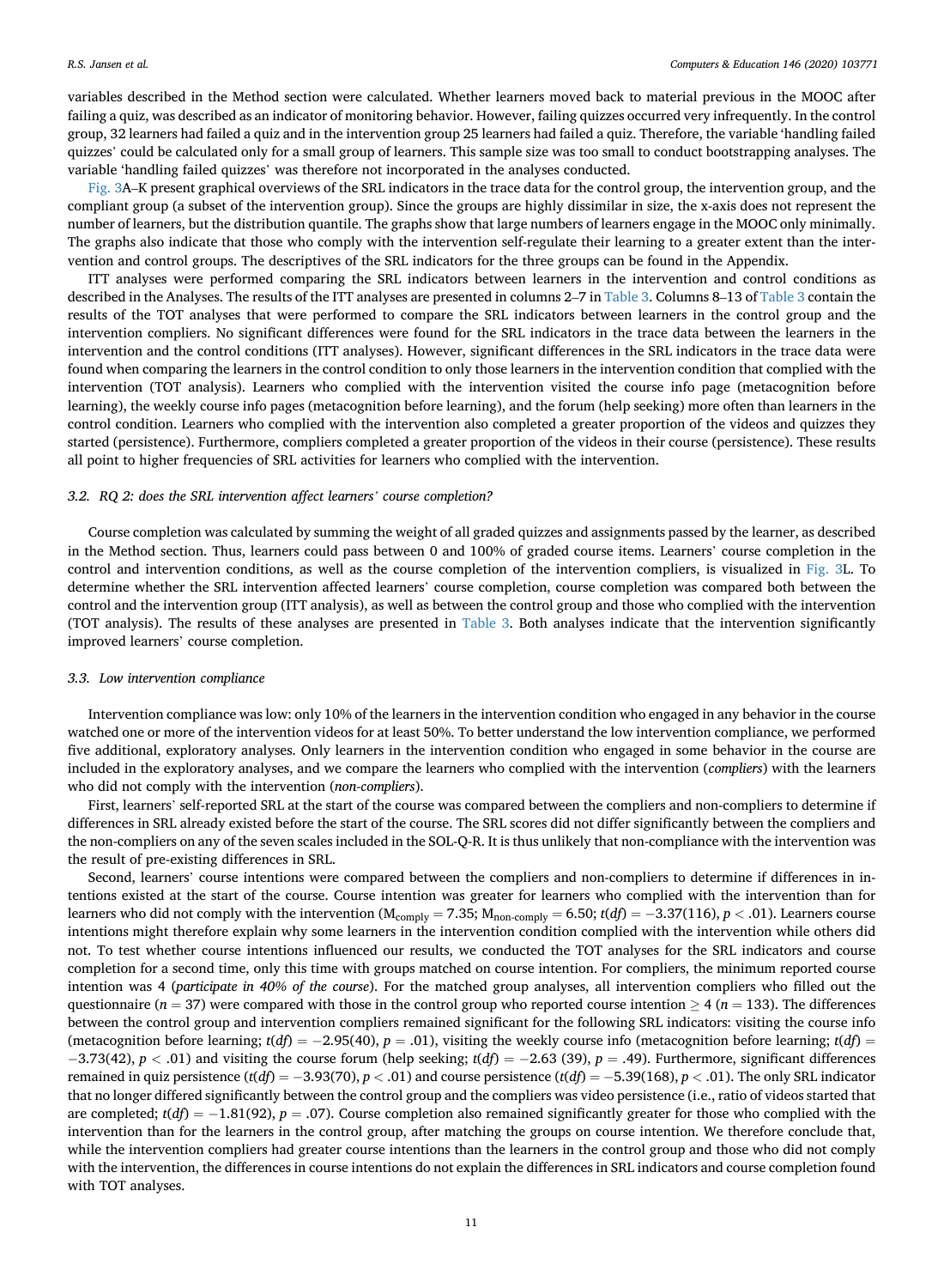variables described in the Method section were calculated. Whether learners moved back to material previous in the MOOC after failing a quiz, was described as an indicator of monitoring behavior. However, failing quizzes occurred very infrequently. In the control group, 32 learners had failed a quiz and in the intervention group 25 learners had failed a quiz. Therefore, the variable 'handling failed quizzes' could be calculated only for a small group of learners. This sample size was too small to conduct bootstrapping analyses. The variable 'handling failed quizzes' was therefore not incorporated in the analyses conducted.

Fig. 3A–K present graphical overviews of the SRL indicators in the trace data for the control group, the intervention group, and the compliant group (a subset of the intervention group). Since the groups are highly dissimilar in size, the x-axis does not represent the number of learners, but the distribution quantile. The graphs show that large numbers of learners engage in the MOOC only minimally. The graphs also indicate that those who comply with the intervention self-regulate their learning to a greater extent than the intervention and control groups. The descriptives of the SRL indicators for the three groups can be found in the Appendix.

ITT analyses were performed comparing the SRL indicators between learners in the intervention and control conditions as described in the Analyses. The results of the ITT analyses are presented in columns 2–7 in Table 3. Columns 8–13 of Table 3 contain the results of the TOT analyses that were performed to compare the SRL indicators between learners in the control group and the intervention compliers. No significant differences were found for the SRL indicators in the trace data between the learners in the intervention and the control conditions (ITT analyses). However, significant differences in the SRL indicators in the trace data were found when comparing the learners in the control condition to only those learners in the intervention condition that complied with the intervention (TOT analysis). Learners who complied with the intervention visited the course info page (metacognition before learning), the weekly course info pages (metacognition before learning), and the forum (help seeking) more often than learners in the control condition. Learners who complied with the intervention also completed a greater proportion of the videos and quizzes they started (persistence). Furthermore, compliers completed a greater proportion of the videos in their course (persistence). These results all point to higher frequencies of SRL activities for learners who complied with the intervention.

### 3.2. RQ 2: does the SRL intervention affect learners' course completion?

Course completion was calculated by summing the weight of all graded quizzes and assignments passed by the learner, as described in the Method section. Thus, learners could pass between 0 and 100% of graded course items. Learners' course completion in the control and intervention conditions, as well as the course completion of the intervention compliers, is visualized in Fig. 3L. To determine whether the SRL intervention affected learners' course completion, course completion was compared both between the control and the intervention group (ITT analysis), as well as between the control group and those who complied with the intervention (TOT analysis). The results of these analyses are presented in Table 3. Both analyses indicate that the intervention significantly improved learners' course completion.

### 3.3. Low intervention compliance

Intervention compliance was low: only 10% of the learners in the intervention condition who engaged in any behavior in the course watched one or more of the intervention videos for at least 50%. To better understand the low intervention compliance, we performed five additional, exploratory analyses. Only learners in the intervention condition who engaged in some behavior in the course are included in the exploratory analyses, and we compare the learners who complied with the intervention (*compliers*) with the learners who did not comply with the intervention (*non-compliers*).

First, learners' self-reported SRL at the start of the course was compared between the compliers and non-compliers to determine if differences in SRL already existed before the start of the course. The SRL scores did not differ significantly between the compliers and the non-compliers on any of the seven scales included in the SOL-Q-R. It is thus unlikely that non-compliance with the intervention was the result of pre-existing differences in SRL.

Second, learners' course intentions were compared between the compliers and non-compliers to determine if differences in intentions existed at the start of the course. Course intention was greater for learners who complied with the intervention than for learners who did not comply with the intervention ($M_{comply} = 7.35$; $M_{non\text{-}comply} = 6.50$; $t(116) = -3.37$, $p < .01$). Learners course intentions might therefore explain why some learners in the intervention condition complied with the intervention while others did not. To test whether course intentions influenced our results, we conducted the TOT analyses for the SRL indicators and course completion for a second time, only this time with groups matched on course intention. For compliers, the minimum reported course intention was 4 (*participate in 40% of the course*). For the matched group analyses, all intervention compliers who filled out the questionnaire ($n = 37$) were compared with those in the control group who reported course intention $\geq 4$ ($n = 133$). The differences between the control group and intervention compliers remained significant for the following SRL indicators: visiting the course info (metacognition before learning; $t(df) = -2.95(40)$, $p = .01$), visiting the weekly course info (metacognition before learning; $t(df) = -3.73(42)$, $p < .01$) and visiting the course forum (help seeking; $t(df) = -2.63$ (39), $p = .49$). Furthermore, significant differences remained in quiz persistence ($t(df) = -3.93(70)$, $p < .01$) and course persistence ($t(df) = -5.39(168)$, $p < .01$). The only SRL indicator that no longer differed significantly between the control group and the compliers was video persistence (i.e., ratio of videos started that are completed; $t(df) = -1.81(92)$, $p = .07$). Course completion also remained significantly greater for those who complied with the intervention than for the learners in the control group, after matching the groups on course intention. We therefore conclude that, while the intervention compliers had greater course intentions than the learners in the control group and those who did not comply with the intervention, the differences in course intentions do not explain the differences in SRL indicators and course completion found with TOT analyses.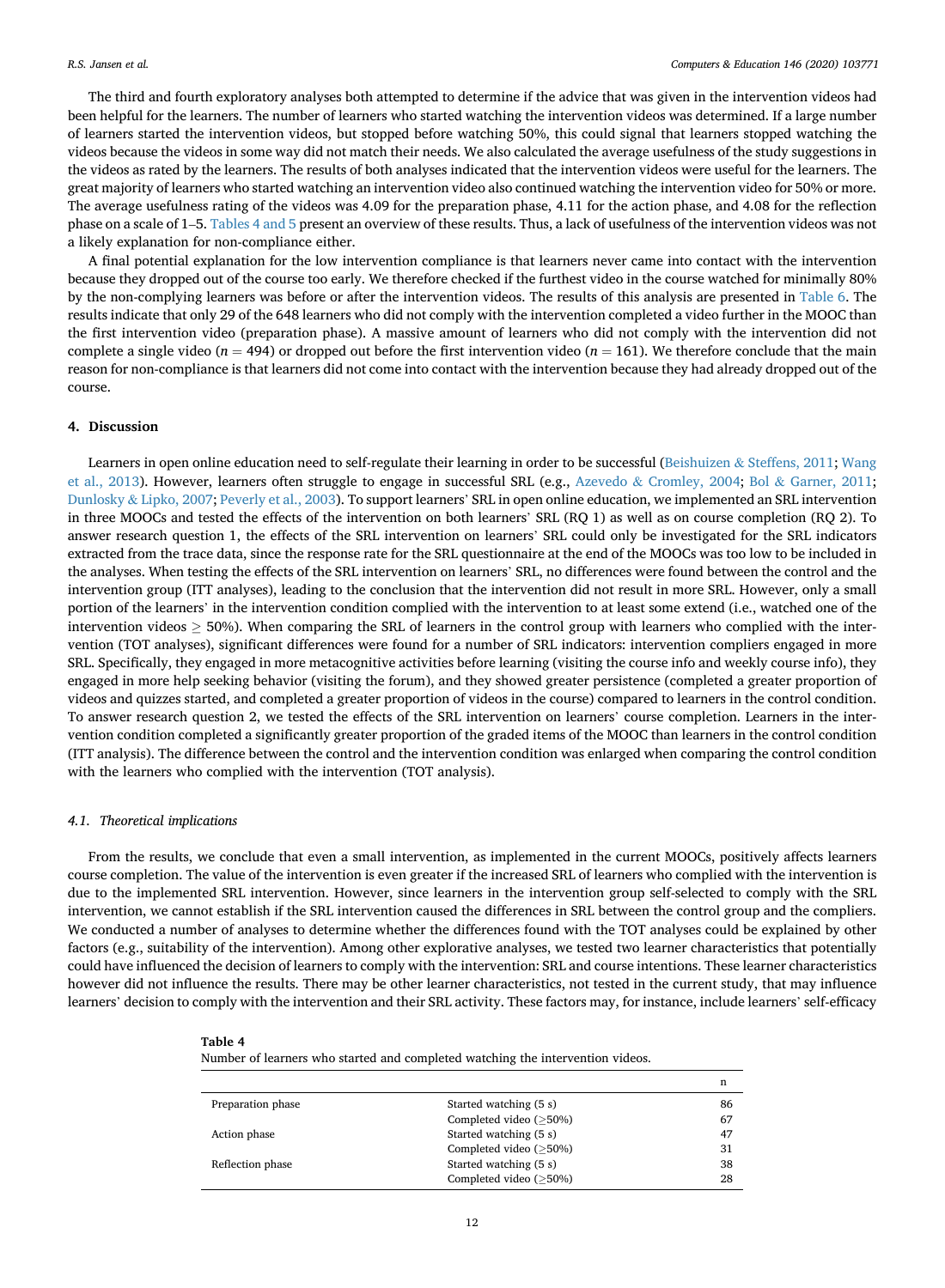The third and fourth exploratory analyses both attempted to determine if the advice that was given in the intervention videos had been helpful for the learners. The number of learners who started watching the intervention videos was determined. If a large number of learners started the intervention videos, but stopped before watching 50%, this could signal that learners stopped watching the videos because the videos in some way did not match their needs. We also calculated the average usefulness of the study suggestions in the videos as rated by the learners. The results of both analyses indicated that the intervention videos were useful for the learners. The great majority of learners who started watching an intervention video also continued watching the intervention video for 50% or more. The average usefulness rating of the videos was 4.09 for the preparation phase, 4.11 for the action phase, and 4.08 for the reflection phase on a scale of 1–5. Tables 4 and 5 present an overview of these results. Thus, a lack of usefulness of the intervention videos was not a likely explanation for non-compliance either.

A final potential explanation for the low intervention compliance is that learners never came into contact with the intervention because they dropped out of the course too early. We therefore checked if the furthest video in the course watched for minimally 80% by the non-complying learners was before or after the intervention videos. The results of this analysis are presented in Table 6. The results indicate that only 29 of the 648 learners who did not comply with the intervention completed a video further in the MOOC than the first intervention video (preparation phase). A massive amount of learners who did not comply with the intervention did not complete a single video ($n = 494$) or dropped out before the first intervention video ($n = 161$). We therefore conclude that the main reason for non-compliance is that learners did not come into contact with the intervention because they had already dropped out of the course.

## 4. Discussion

Learners in open online education need to self-regulate their learning in order to be successful (Beishuizen & Steffens, 2011; Wang et al., 2013). However, learners often struggle to engage in successful SRL (e.g., Azevedo & Cromley, 2004; Bol & Garner, 2011; Dunlosky & Lipko, 2007; Peverly et al., 2003). To support learners' SRL in open online education, we implemented an SRL intervention in three MOOCs and tested the effects of the intervention on both learners' SRL (RQ 1) as well as on course completion (RQ 2). To answer research question 1, the effects of the SRL intervention on learners' SRL could only be investigated for the SRL indicators extracted from the trace data, since the response rate for the SRL questionnaire at the end of the MOOCs was too low to be included in the analyses. When testing the effects of the SRL intervention on learners' SRL, no differences were found between the control and the intervention group (ITT analyses), leading to the conclusion that the intervention did not result in more SRL. However, only a small portion of the learners' in the intervention condition complied with the intervention to at least some extend (i.e., watched one of the intervention videos $\geq$ 50%). When comparing the SRL of learners in the control group with learners who complied with the intervention (TOT analyses), significant differences were found for a number of SRL indicators: intervention compliers engaged in more SRL. Specifically, they engaged in more metacognitive activities before learning (visiting the course info and weekly course info), they engaged in more help seeking behavior (visiting the forum), and they showed greater persistence (completed a greater proportion of videos and quizzes started, and completed a greater proportion of videos in the course) compared to learners in the control condition. To answer research question 2, we tested the effects of the SRL intervention on learners' course completion. Learners in the intervention condition completed a significantly greater proportion of the graded items of the MOOC than learners in the control condition (ITT analysis). The difference between the control and the intervention condition was enlarged when comparing the control condition with the learners who complied with the intervention (TOT analysis).

### 4.1. Theoretical implications

From the results, we conclude that even a small intervention, as implemented in the current MOOCs, positively affects learners course completion. The value of the intervention is even greater if the increased SRL of learners who complied with the intervention is due to the implemented SRL intervention. However, since learners in the intervention group self-selected to comply with the SRL intervention, we cannot establish if the SRL intervention caused the differences in SRL between the control group and the compliers. We conducted a number of analyses to determine whether the differences found with the TOT analyses could be explained by other factors (e.g., suitability of the intervention). Among other explorative analyses, we tested two learner characteristics that potentially could have influenced the decision of learners to comply with the intervention: SRL and course intentions. These learner characteristics however did not influence the results. There may be other learner characteristics, not tested in the current study, that may influence learners' decision to comply with the intervention and their SRL activity. These factors may, for instance, include learners' self-efficacy

**Table 4**
Number of learners who started and completed watching the intervention videos.

| | | n |
|---|---|---|
| Preparation phase | Started watching (5 s) | 86 |
| | Completed video ($\geq$50%) | 67 |
| Action phase | Started watching (5 s) | 47 |
| | Completed video ($\geq$50%) | 31 |
| Reflection phase | Started watching (5 s) | 38 |
| | Completed video ($\geq$50%) | 28 |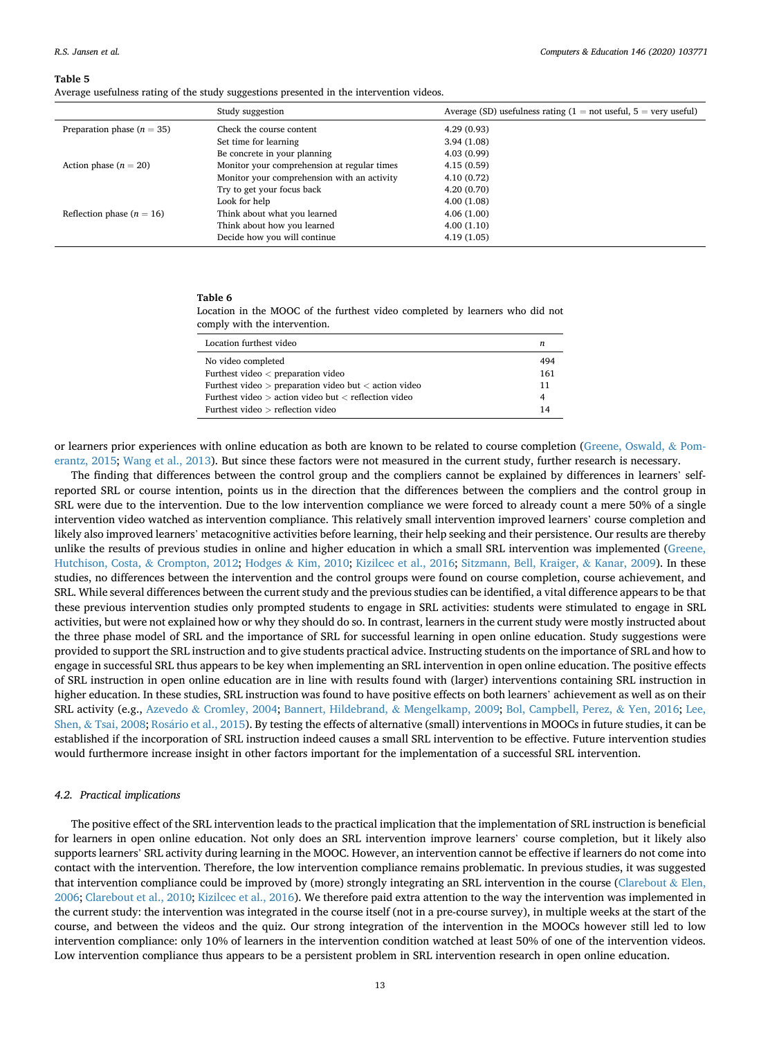**Table 5**
Average usefulness rating of the study suggestions presented in the intervention videos.

| | Study suggestion | Average (SD) usefulness rating (1 = not useful, 5 = very useful) |
|---|---|---|
| Preparation phase ($n = 35$) | Check the course content | 4.29 (0.93) |
| | Set time for learning | 3.94 (1.08) |
| | Be concrete in your planning | 4.03 (0.99) |
| Action phase ($n = 20$) | Monitor your comprehension at regular times | 4.15 (0.59) |
| | Monitor your comprehension with an activity | 4.10 (0.72) |
| | Try to get your focus back | 4.20 (0.70) |
| | Look for help | 4.00 (1.08) |
| Reflection phase ($n = 16$) | Think about what you learned | 4.06 (1.00) |
| | Think about how you learned | 4.00 (1.10) |
| | Decide how you will continue | 4.19 (1.05) |

**Table 6**
Location in the MOOC of the furthest video completed by learners who did not comply with the intervention.

| Location furthest video | $n$ |
|---|---|
| No video completed | 494 |
| Furthest video < preparation video | 161 |
| Furthest video > preparation video but < action video | 11 |
| Furthest video > action video but < reflection video | 4 |
| Furthest video > reflection video | 14 |

or learners prior experiences with online education as both are known to be related to course completion (Greene, Oswald, & Pomerantz, 2015; Wang et al., 2013). But since these factors were not measured in the current study, further research is necessary.

The finding that differences between the control group and the compliers cannot be explained by differences in learners' self-reported SRL or course intention, points us in the direction that the differences between the compliers and the control group in SRL were due to the intervention. Due to the low intervention compliance we were forced to already count a mere 50% of a single intervention video watched as intervention compliance. This relatively small intervention improved learners' course completion and likely also improved learners' metacognitive activities before learning, their help seeking and their persistence. Our results are thereby unlike the results of previous studies in online and higher education in which a small SRL intervention was implemented (Greene, Hutchison, Costa, & Crompton, 2012; Hodges & Kim, 2010; Kizilcec et al., 2016; Sitzmann, Bell, Kraiger, & Kanar, 2009). In these studies, no differences between the intervention and the control groups were found on course completion, course achievement, and SRL. While several differences between the current study and the previous studies can be identified, a vital difference appears to be that these previous intervention studies only prompted students to engage in SRL activities: students were stimulated to engage in SRL activities, but were not explained how or why they should do so. In contrast, learners in the current study were mostly instructed about the three phase model of SRL and the importance of SRL for successful learning in open online education. Study suggestions were provided to support the SRL instruction and to give students practical advice. Instructing students on the importance of SRL and how to engage in successful SRL thus appears to be key when implementing an SRL intervention in open online education. The positive effects of SRL instruction in open online education are in line with results found with (larger) interventions containing SRL instruction in higher education. In these studies, SRL instruction was found to have positive effects on both learners' achievement as well as on their SRL activity (e.g., Azevedo & Cromley, 2004; Bannert, Hildebrand, & Mengelkamp, 2009; Bol, Campbell, Perez, & Yen, 2016; Lee, Shen, & Tsai, 2008; Rosário et al., 2015). By testing the effects of alternative (small) interventions in MOOCs in future studies, it can be established if the incorporation of SRL instruction indeed causes a small SRL intervention to be effective. Future intervention studies would furthermore increase insight in other factors important for the implementation of a successful SRL intervention.

### *4.2. Practical implications*

The positive effect of the SRL intervention leads to the practical implication that the implementation of SRL instruction is beneficial for learners in open online education. Not only does an SRL intervention improve learners' course completion, but it likely also supports learners' SRL activity during learning in the MOOC. However, an intervention cannot be effective if learners do not come into contact with the intervention. Therefore, the low intervention compliance remains problematic. In previous studies, it was suggested that intervention compliance could be improved by (more) strongly integrating an SRL intervention in the course (Clarebout & Elen, 2006; Clarebout et al., 2010; Kizilcec et al., 2016). We therefore paid extra attention to the way the intervention was implemented in the current study: the intervention was integrated in the course itself (not in a pre-course survey), in multiple weeks at the start of the course, and between the videos and the quiz. Our strong integration of the intervention in the MOOCs however still led to low intervention compliance: only 10% of learners in the intervention condition watched at least 50% of one of the intervention videos. Low intervention compliance thus appears to be a persistent problem in SRL intervention research in open online education.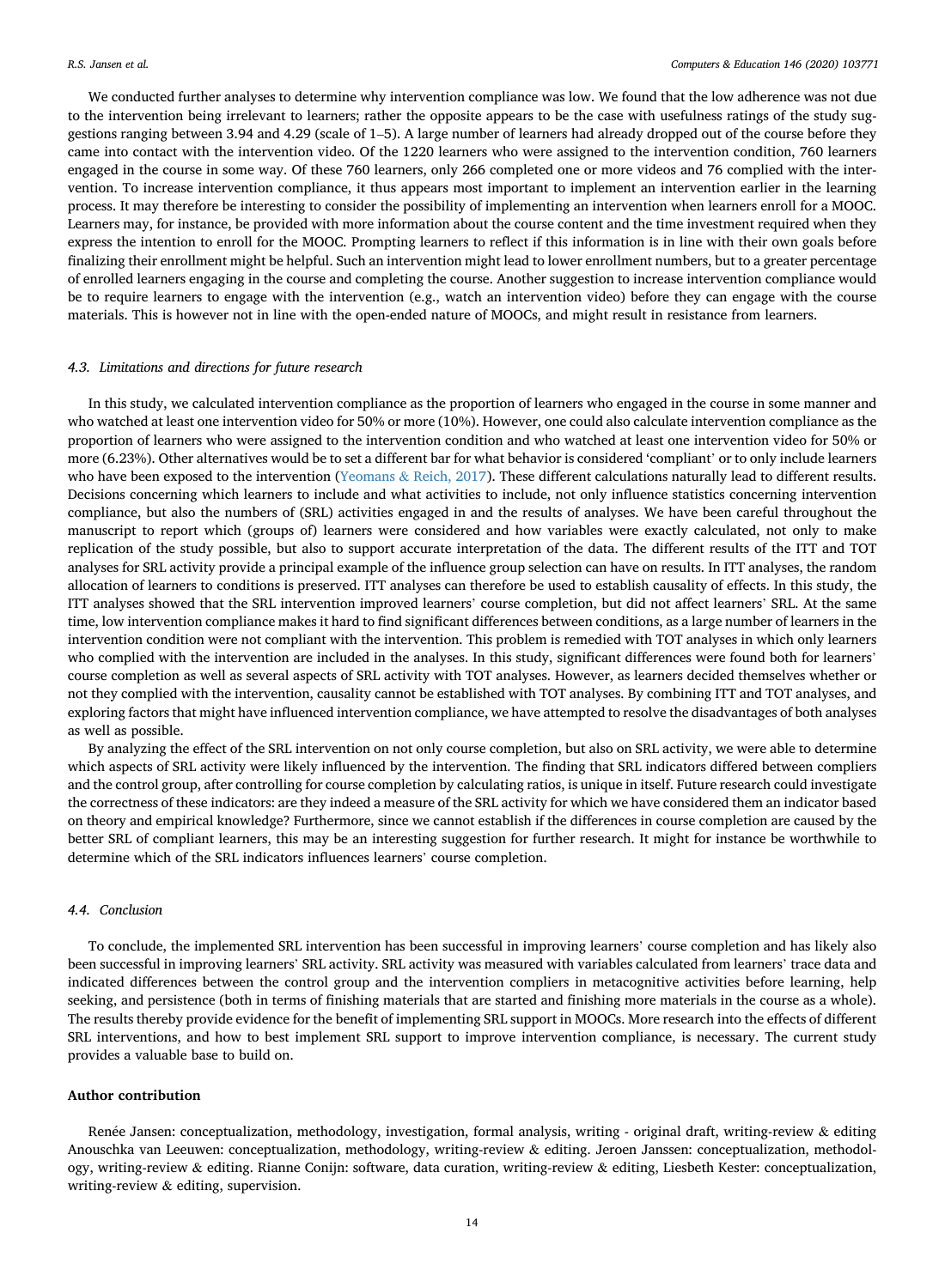We conducted further analyses to determine why intervention compliance was low. We found that the low adherence was not due to the intervention being irrelevant to learners; rather the opposite appears to be the case with usefulness ratings of the study suggestions ranging between 3.94 and 4.29 (scale of 1–5). A large number of learners had already dropped out of the course before they came into contact with the intervention video. Of the 1220 learners who were assigned to the intervention condition, 760 learners engaged in the course in some way. Of these 760 learners, only 266 completed one or more videos and 76 complied with the intervention. To increase intervention compliance, it thus appears most important to implement an intervention earlier in the learning process. It may therefore be interesting to consider the possibility of implementing an intervention when learners enroll for a MOOC. Learners may, for instance, be provided with more information about the course content and the time investment required when they express the intention to enroll for the MOOC. Prompting learners to reflect if this information is in line with their own goals before finalizing their enrollment might be helpful. Such an intervention might lead to lower enrollment numbers, but to a greater percentage of enrolled learners engaging in the course and completing the course. Another suggestion to increase intervention compliance would be to require learners to engage with the intervention (e.g., watch an intervention video) before they can engage with the course materials. This is however not in line with the open-ended nature of MOOCs, and might result in resistance from learners.

### *4.3. Limitations and directions for future research*

In this study, we calculated intervention compliance as the proportion of learners who engaged in the course in some manner and who watched at least one intervention video for 50% or more (10%). However, one could also calculate intervention compliance as the proportion of learners who were assigned to the intervention condition and who watched at least one intervention video for 50% or more (6.23%). Other alternatives would be to set a different bar for what behavior is considered 'compliant' or to only include learners who have been exposed to the intervention (Yeomans & Reich, 2017). These different calculations naturally lead to different results. Decisions concerning which learners to include and what activities to include, not only influence statistics concerning intervention compliance, but also the numbers of (SRL) activities engaged in and the results of analyses. We have been careful throughout the manuscript to report which (groups of) learners were considered and how variables were exactly calculated, not only to make replication of the study possible, but also to support accurate interpretation of the data. The different results of the ITT and TOT analyses for SRL activity provide a principal example of the influence group selection can have on results. In ITT analyses, the random allocation of learners to conditions is preserved. ITT analyses can therefore be used to establish causality of effects. In this study, the ITT analyses showed that the SRL intervention improved learners' course completion, but did not affect learners' SRL. At the same time, low intervention compliance makes it hard to find significant differences between conditions, as a large number of learners in the intervention condition were not compliant with the intervention. This problem is remedied with TOT analyses in which only learners who complied with the intervention are included in the analyses. In this study, significant differences were found both for learners' course completion as well as several aspects of SRL activity with TOT analyses. However, as learners decided themselves whether or not they complied with the intervention, causality cannot be established with TOT analyses. By combining ITT and TOT analyses, and exploring factors that might have influenced intervention compliance, we have attempted to resolve the disadvantages of both analyses as well as possible.

By analyzing the effect of the SRL intervention on not only course completion, but also on SRL activity, we were able to determine which aspects of SRL activity were likely influenced by the intervention. The finding that SRL indicators differed between compliers and the control group, after controlling for course completion by calculating ratios, is unique in itself. Future research could investigate the correctness of these indicators: are they indeed a measure of the SRL activity for which we have considered them an indicator based on theory and empirical knowledge? Furthermore, since we cannot establish if the differences in course completion are caused by the better SRL of compliant learners, this may be an interesting suggestion for further research. It might for instance be worthwhile to determine which of the SRL indicators influences learners' course completion.

### *4.4. Conclusion*

To conclude, the implemented SRL intervention has been successful in improving learners' course completion and has likely also been successful in improving learners' SRL activity. SRL activity was measured with variables calculated from learners' trace data and indicated differences between the control group and the intervention compliers in metacognitive activities before learning, help seeking, and persistence (both in terms of finishing materials that are started and finishing more materials in the course as a whole). The results thereby provide evidence for the benefit of implementing SRL support in MOOCs. More research into the effects of different SRL interventions, and how to best implement SRL support to improve intervention compliance, is necessary. The current study provides a valuable base to build on.

## Author contribution

Renée Jansen: conceptualization, methodology, investigation, formal analysis, writing - original draft, writing-review & editing Anouschka van Leeuwen: conceptualization, methodology, writing-review & editing. Jeroen Janssen: conceptualization, methodology, writing-review & editing. Rianne Conijn: software, data curation, writing-review & editing, Liesbeth Kester: conceptualization, writing-review & editing, supervision.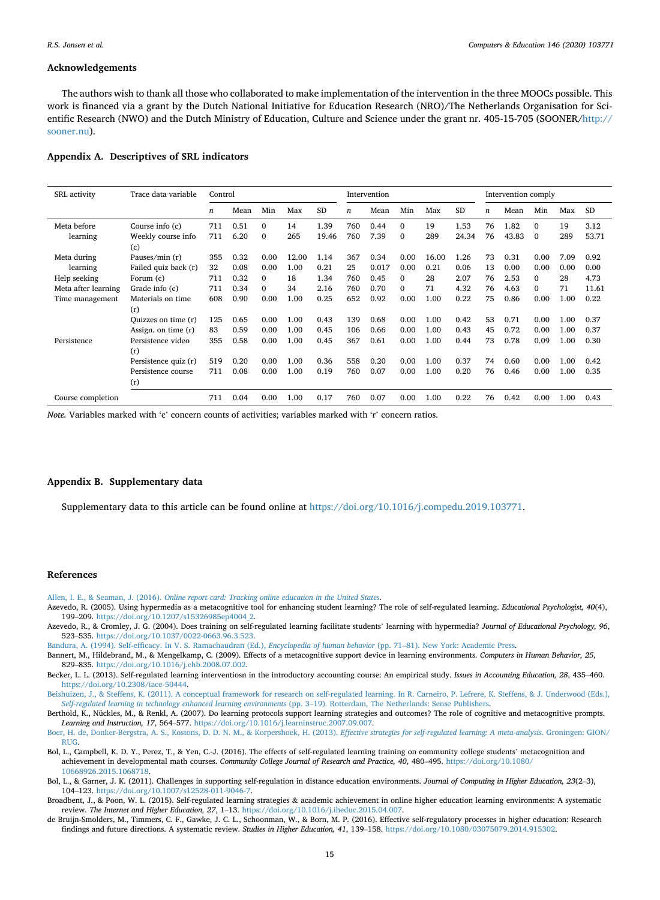## Acknowledgements

The authors wish to thank all those who collaborated to make implementation of the intervention in the three MOOCs possible. This work is financed via a grant by the Dutch National Initiative for Education Research (NRO)/The Netherlands Organisation for Scientific Research (NWO) and the Dutch Ministry of Education, Culture and Science under the grant nr. 405-15-705 (SOONER/http://sooner.nu).

## Appendix A. Descriptives of SRL indicators

| SRL activity | Trace data variable | Control | | | | | Intervention | | | | | Intervention comply | | | | |
|---|---|---|---|---|---|---|---|---|---|---|---|---|---|---|---|---|
| | | *n* | Mean | Min | Max | SD | *n* | Mean | Min | Max | SD | *n* | Mean | Min | Max | SD |
| Meta before learning | Course info (c) | 711 | 0.51 | 0 | 14 | 1.39 | 760 | 0.44 | 0 | 19 | 1.53 | 76 | 1.82 | 0 | 19 | 3.12 |
| | Weekly course info (c) | 711 | 6.20 | 0 | 265 | 19.46 | 760 | 7.39 | 0 | 289 | 24.34 | 76 | 43.83 | 0 | 289 | 53.71 |
| Meta during learning | Pauses/min (r) | 355 | 0.32 | 0.00 | 12.00 | 1.14 | 367 | 0.34 | 0.00 | 16.00 | 1.26 | 73 | 0.31 | 0.00 | 7.09 | 0.92 |
| | Failed quiz back (r) | 32 | 0.08 | 0.00 | 1.00 | 0.21 | 25 | 0.017 | 0.00 | 0.21 | 0.06 | 13 | 0.00 | 0.00 | 0.00 | 0.00 |
| Help seeking | Forum (c) | 711 | 0.32 | 0 | 18 | 1.34 | 760 | 0.45 | 0 | 28 | 2.07 | 76 | 2.53 | 0 | 28 | 4.73 |
| Meta after learning | Grade info (c) | 711 | 0.34 | 0 | 34 | 2.16 | 760 | 0.70 | 0 | 71 | 4.32 | 76 | 4.63 | 0 | 71 | 11.61 |
| Time management | Materials on time (r) | 608 | 0.90 | 0.00 | 1.00 | 0.25 | 652 | 0.92 | 0.00 | 1.00 | 0.22 | 75 | 0.86 | 0.00 | 1.00 | 0.22 |
| | Quizzes on time (r) | 125 | 0.65 | 0.00 | 1.00 | 0.43 | 139 | 0.68 | 0.00 | 1.00 | 0.42 | 53 | 0.71 | 0.00 | 1.00 | 0.37 |
| | Assign. on time (r) | 83 | 0.59 | 0.00 | 1.00 | 0.45 | 106 | 0.66 | 0.00 | 1.00 | 0.43 | 45 | 0.72 | 0.00 | 1.00 | 0.37 |
| Persistence | Persistence video (r) | 355 | 0.58 | 0.00 | 1.00 | 0.45 | 367 | 0.61 | 0.00 | 1.00 | 0.44 | 73 | 0.78 | 0.09 | 1.00 | 0.30 |
| | Persistence quiz (r) | 519 | 0.20 | 0.00 | 1.00 | 0.36 | 558 | 0.20 | 0.00 | 1.00 | 0.37 | 74 | 0.60 | 0.00 | 1.00 | 0.42 |
| | Persistence course (r) | 711 | 0.08 | 0.00 | 1.00 | 0.19 | 760 | 0.07 | 0.00 | 1.00 | 0.20 | 76 | 0.46 | 0.00 | 1.00 | 0.35 |
| Course completion | | 711 | 0.04 | 0.00 | 1.00 | 0.17 | 760 | 0.07 | 0.00 | 1.00 | 0.22 | 76 | 0.42 | 0.00 | 1.00 | 0.43 |

*Note.* Variables marked with 'c' concern counts of activities; variables marked with 'r' concern ratios.

## Appendix B. Supplementary data

Supplementary data to this article can be found online at https://doi.org/10.1016/j.compedu.2019.103771.

## References

Allen, I. E., & Seaman, J. (2016). *Online report card: Tracking online education in the United States*.

Azevedo, R. (2005). Using hypermedia as a metacognitive tool for enhancing student learning? The role of self-regulated learning. *Educational Psychologist, 40*(4), 199–209. https://doi.org/10.1207/s15326985ep4004_2.

Azevedo, R., & Cromley, J. G. (2004). Does training on self-regulated learning facilitate students' learning with hypermedia? *Journal of Educational Psychology, 96*, 523–535. https://doi.org/10.1037/0022-0663.96.3.523.

Bandura, A. (1994). Self-efficacy. In V. S. Ramachaudran (Ed.), *Encyclopedia of human behavior* (pp. 71–81). New York: Academic Press.

Bannert, M., Hildebrand, M., & Mengelkamp, C. (2009). Effects of a metacognitive support device in learning environments. *Computers in Human Behavior, 25*, 829–835. https://doi.org/10.1016/j.chb.2008.07.002.

Becker, L. L. (2013). Self-regulated learning interventiosn in the introductory accounting course: An empirical study. *Issues in Accounting Education, 28*, 435–460. https://doi.org/10.2308/iace-50444.

Beishuizen, J., & Steffens, K. (2011). A conceptual framework for research on self-regulated learning. In R. Carneiro, P. Lefrere, K. Steffens, & J. Underwood (Eds.), *Self-regulated learning in technology enhanced learning environments* (pp. 3–19). Rotterdam, The Netherlands: Sense Publishers.

Berthold, K., Nückles, M., & Renkl, A. (2007). Do learning protocols support learning strategies and outcomes? The role of cognitive and metacognitive prompts. *Learning and Instruction, 17*, 564–577. https://doi.org/10.1016/j.learninstruc.2007.09.007.

Boer, H. de, Donker-Bergstra, A. S., Kostons, D. D. N. M., & Korpershoek, H. (2013). *Effective strategies for self-regulated learning: A meta-analysis*. Groningen: GION/RUG.

Bol, L., Campbell, K. D. Y., Perez, T., & Yen, C.-J. (2016). The effects of self-regulated learning training on community college students' metacognition and achievement in developmental math courses. *Community College Journal of Research and Practice, 40*, 480–495. https://doi.org/10.1080/10668926.2015.1068718.

Bol, L., & Garner, J. K. (2011). Challenges in supporting self-regulation in distance education environments. *Journal of Computing in Higher Education, 23*(2–3), 104–123. https://doi.org/10.1007/s12528-011-9046-7.

Broadbent, J., & Poon, W. L. (2015). Self-regulated learning strategies & academic achievement in online higher education learning environments: A systematic review. *The Internet and Higher Education, 27*, 1–13. https://doi.org/10.1016/j.iheduc.2015.04.007.

de Bruijn-Smolders, M., Timmers, C. F., Gawke, J. C. L., Schoonman, W., & Born, M. P. (2016). Effective self-regulatory processes in higher education: Research findings and future directions. A systematic review. *Studies in Higher Education, 41*, 139–158. https://doi.org/10.1080/03075079.2014.915302.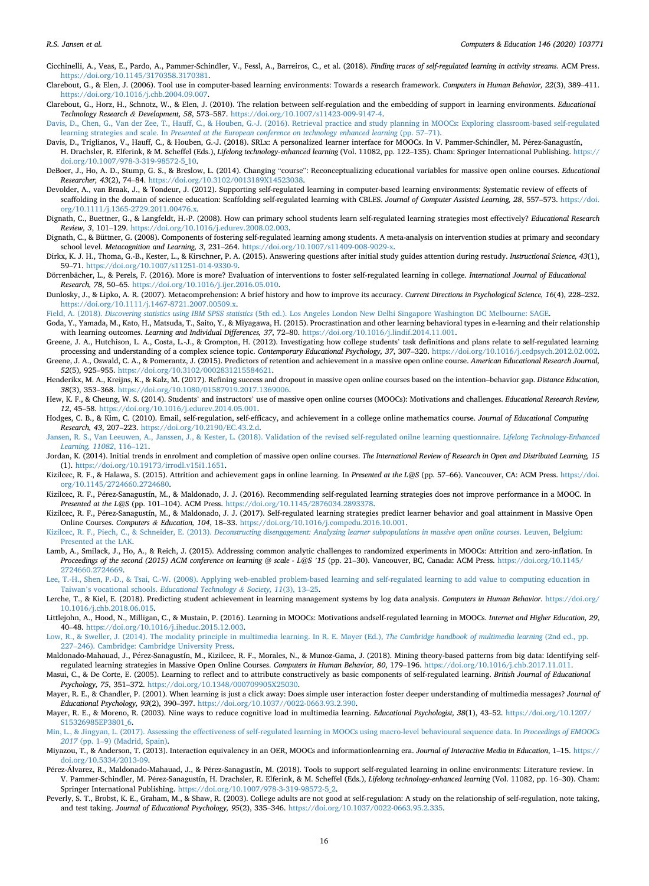Cicchinelli, A., Veas, E., Pardo, A., Pammer-Schindler, V., Fessl, A., Barreiros, C., et al. (2018). *Finding traces of self-regulated learning in activity streams*. ACM Press. https://doi.org/10.1145/3170358.3170381.

Clarebout, G., & Elen, J. (2006). Tool use in computer-based learning environments: Towards a research framework. *Computers in Human Behavior, 22*(3), 389–411. https://doi.org/10.1016/j.chb.2004.09.007.

Clarebout, G., Horz, H., Schnotz, W., & Elen, J. (2010). The relation between self-regulation and the embedding of support in learning environments. *Educational Technology Research & Development, 58*, 573–587. https://doi.org/10.1007/s11423-009-9147-4.

Davis, D., Chen, G., Van der Zee, T., Hauff, C., & Houben, G.-J. (2016). Retrieval practice and study planning in MOOCs: Exploring classroom-based self-regulated learning strategies and scale. In *Presented at the European conference on technology enhanced learning* (pp. 57–71).

Davis, D., Triglianos, V., Hauff, C., & Houben, G.-J. (2018). SRLx: A personalized learner interface for MOOCs. In V. Pammer-Schindler, M. Pérez-Sanagustín, H. Drachsler, R. Elferink, & M. Scheffel (Eds.), *Lifelong technology-enhanced learning* (Vol. 11082, pp. 122–135). Cham: Springer International Publishing. https://doi.org/10.1007/978-3-319-98572-5_10.

DeBoer, J., Ho, A. D., Stump, G. S., & Breslow, L. (2014). Changing "course": Reconceptualizing educational variables for massive open online courses. *Educational Researcher, 43*(2), 74–84. https://doi.org/10.3102/0013189X14523038.

Devolder, A., van Braak, J., & Tondeur, J. (2012). Supporting self-regulated learning in computer-based learning environments: Systematic review of effects of scaffolding in the domain of science education: Scaffolding self-regulated learning with CBLES. *Journal of Computer Assisted Learning, 28*, 557–573. https://doi.org/10.1111/j.1365-2729.2011.00476.x.

Dignath, C., Buettner, G., & Langfeldt, H.-P. (2008). How can primary school students learn self-regulated learning strategies most effectively? *Educational Research Review, 3*, 101–129. https://doi.org/10.1016/j.edurev.2008.02.003.

Dignath, C., & Büttner, G. (2008). Components of fostering self-regulated learning among students. A meta-analysis on intervention studies at primary and secondary school level. *Metacognition and Learning, 3*, 231–264. https://doi.org/10.1007/s11409-008-9029-x.

Dirkx, K. J. H., Thoma, G.-B., Kester, L., & Kirschner, P. A. (2015). Answering questions after initial study guides attention during restudy. *Instructional Science, 43*(1), 59–71. https://doi.org/10.1007/s11251-014-9330-9.

Dörrenbächer, L., & Perels, F. (2016). More is more? Evaluation of interventions to foster self-regulated learning in college. *International Journal of Educational Research, 78*, 50–65. https://doi.org/10.1016/j.ijer.2016.05.010.

Dunlosky, J., & Lipko, A. R. (2007). Metacomprehension: A brief history and how to improve its accuracy. *Current Directions in Psychological Science, 16*(4), 228–232. https://doi.org/10.1111/j.1467-8721.2007.00509.x.

Field, A. (2018). *Discovering statistics using IBM SPSS statistics* (5th ed.). Los Angeles London New Delhi Singapore Washington DC Melbourne: SAGE.

Goda, Y., Yamada, M., Kato, H., Matsuda, T., Saito, Y., & Miyagawa, H. (2015). Procrastination and other learning behavioral types in e-learning and their relationship with learning outcomes. *Learning and Individual Differences, 37*, 72–80. https://doi.org/10.1016/j.lindif.2014.11.001.

Greene, J. A., Hutchison, L. A., Costa, L.-J., & Crompton, H. (2012). Investigating how college students' task definitions and plans relate to self-regulated learning processing and understanding of a complex science topic. *Contemporary Educational Psychology, 37*, 307–320. https://doi.org/10.1016/j.cedpsych.2012.02.002.

Greene, J. A., Oswald, C. A., & Pomerantz, J. (2015). Predictors of retention and achievement in a massive open online course. *American Educational Research Journal, 52*(5), 925–955. https://doi.org/10.3102/0002831215584621.

Henderikx, M. A., Kreijns, K., & Kalz, M. (2017). Refining success and dropout in massive open online courses based on the intention–behavior gap. *Distance Education, 38*(3), 353–368. https://doi.org/10.1080/01587919.2017.1369006.

Hew, K. F., & Cheung, W. S. (2014). Students' and instructors' use of massive open online courses (MOOCs): Motivations and challenges. *Educational Research Review, 12*, 45–58. https://doi.org/10.1016/j.edurev.2014.05.001.

Hodges, C. B., & Kim, C. (2010). Email, self-regulation, self-efficacy, and achievement in a college online mathematics course. *Journal of Educational Computing Research, 43*, 207–223. https://doi.org/10.2190/EC.43.2.d.

Jansen, R. S., Van Leeuwen, A., Janssen, J., & Kester, L. (2018). Validation of the revised self-regulated onilne learning questionnaire. *Lifelong Technology-Enhanced Learning, 11082*, 116–121.

Jordan, K. (2014). Initial trends in enrolment and completion of massive open online courses. *The International Review of Research in Open and Distributed Learning, 15* (1). https://doi.org/10.19173/irrodl.v15i1.1651.

Kizilcec, R. F., & Halawa, S. (2015). Attrition and achievement gaps in online learning. In *Presented at the L@S* (pp. 57–66). Vancouver, CA: ACM Press. https://doi.org/10.1145/2724660.2724680.

Kizilcec, R. F., Pérez-Sanagustín, M., & Maldonado, J. J. (2016). Recommending self-regulated learning strategies does not improve performance in a MOOC. In *Presented at the L@S* (pp. 101–104). ACM Press. https://doi.org/10.1145/2876034.2893378.

Kizilcec, R. F., Pérez-Sanagustín, M., & Maldonado, J. J. (2017). Self-regulated learning strategies predict learner behavior and goal attainment in Massive Open Online Courses. *Computers & Education, 104*, 18–33. https://doi.org/10.1016/j.compedu.2016.10.001.

Kizilcec, R. F., Piech, C., & Schneider, E. (2013). *Deconstructing disengagement: Analyzing learner subpopulations in massive open online courses*. Leuven, Belgium: Presented at the LAK.

Lamb, A., Smilack, J., Ho, A., & Reich, J. (2015). Addressing common analytic challenges to randomized experiments in MOOCs: Attrition and zero-inflation. In *Proceedings of the second (2015) ACM conference on learning @ scale - L@S '15* (pp. 21–30). Vancouver, BC, Canada: ACM Press. https://doi.org/10.1145/2724660.2724669.

Lee, T.-H., Shen, P.-D., & Tsai, C.-W. (2008). Applying web-enabled problem-based learning and self-regulated learning to add value to computing education in Taiwan's vocational schools. *Educational Technology & Society, 11*(3), 13–25.

Lerche, T., & Kiel, E. (2018). Predicting student achievement in learning management systems by log data analysis. *Computers in Human Behavior*. https://doi.org/10.1016/j.chb.2018.06.015.

Littlejohn, A., Hood, N., Milligan, C., & Mustain, P. (2016). Learning in MOOCs: Motivations andself-regulated learning in MOOCs. *Internet and Higher Education, 29*, 40–48. https://doi.org/10.1016/j.iheduc.2015.12.003.

Low, R., & Sweller, J. (2014). The modality principle in multimedia learning. In R. E. Mayer (Ed.), *The Cambridge handbook of multimedia learning* (2nd ed., pp. 227–246). Cambridge: Cambridge University Press.

Maldonado-Mahauad, J., Pérez-Sanagustín, M., Kizilcec, R. F., Morales, N., & Munoz-Gama, J. (2018). Mining theory-based patterns from big data: Identifying self-regulated learning strategies in Massive Open Online Courses. *Computers in Human Behavior, 80*, 179–196. https://doi.org/10.1016/j.chb.2017.11.011.

Masui, C., & De Corte, E. (2005). Learning to reflect and to attribute constructively as basic components of self-regulated learning. *British Journal of Educational Psychology, 75*, 351–372. https://doi.org/10.1348/000709905X25030.

Mayer, R. E., & Chandler, P. (2001). When learning is just a click away: Does simple user interaction foster deeper understanding of multimedia messages? *Journal of Educational Psychology, 93*(2), 390–397. https://doi.org/10.1037//0022-0663.93.2.390.

Mayer, R. E., & Moreno, R. (2003). Nine ways to reduce cognitive load in multimedia learning. *Educational Psychologist, 38*(1), 43–52. https://doi.org/10.1207/S15326985EP3801_6.

Min, L., & Jingyan, L. (2017). Assessing the effectiveness of self-regulated learning in MOOCs using macro-level behavioural sequence data. In *Proceedings of EMOOCs 2017* (pp. 1–9) (Madrid, Spain).

Miyazou, T., & Anderson, T. (2013). Interaction equivalency in an OER, MOOCs and informationlearning era. *Journal of Interactive Media in Education*, 1–15. https://doi.org/10.5334/2013-09.

Pérez-Álvarez, R., Maldonado-Mahauad, J., & Pérez-Sanagustín, M. (2018). Tools to support self-regulated learning in online environments: Literature review. In V. Pammer-Schindler, M. Pérez-Sanagustín, H. Drachsler, R. Elferink, & M. Scheffel (Eds.), *Lifelong technology-enhanced learning* (Vol. 11082, pp. 16–30). Cham: Springer International Publishing. https://doi.org/10.1007/978-3-319-98572-5_2.

Peverly, S. T., Brobst, K. E., Graham, M., & Shaw, R. (2003). College adults are not good at self-regulation: A study on the relationship of self-regulation, note taking, and test taking. *Journal of Educational Psychology, 95*(2), 335–346. https://doi.org/10.1037/0022-0663.95.2.335.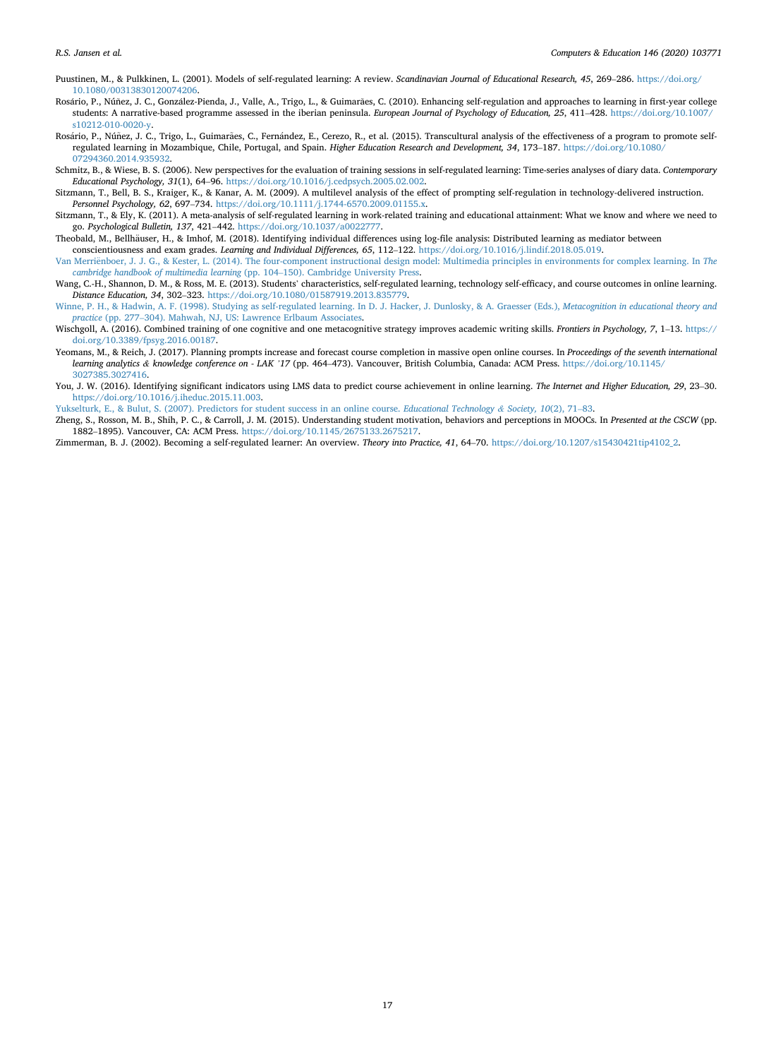Puustinen, M., & Pulkkinen, L. (2001). Models of self-regulated learning: A review. *Scandinavian Journal of Educational Research, 45*, 269–286. https://doi.org/10.1080/00313830120074206.

Rosário, P., Núñez, J. C., González-Pienda, J., Valle, A., Trigo, L., & Guimarães, C. (2010). Enhancing self-regulation and approaches to learning in first-year college students: A narrative-based programme assessed in the iberian peninsula. *European Journal of Psychology of Education, 25*, 411–428. https://doi.org/10.1007/s10212-010-0020-y.

Rosário, P., Núñez, J. C., Trigo, L., Guimarães, C., Fernández, E., Cerezo, R., et al. (2015). Transcultural analysis of the effectiveness of a program to promote self-regulated learning in Mozambique, Chile, Portugal, and Spain. *Higher Education Research and Development, 34*, 173–187. https://doi.org/10.1080/07294360.2014.935932.

Schmitz, B., & Wiese, B. S. (2006). New perspectives for the evaluation of training sessions in self-regulated learning: Time-series analyses of diary data. *Contemporary Educational Psychology, 31*(1), 64–96. https://doi.org/10.1016/j.cedpsych.2005.02.002.

Sitzmann, T., Bell, B. S., Kraiger, K., & Kanar, A. M. (2009). A multilevel analysis of the effect of prompting self-regulation in technology-delivered instruction. *Personnel Psychology, 62*, 697–734. https://doi.org/10.1111/j.1744-6570.2009.01155.x.

Sitzmann, T., & Ely, K. (2011). A meta-analysis of self-regulated learning in work-related training and educational attainment: What we know and where we need to go. *Psychological Bulletin, 137*, 421–442. https://doi.org/10.1037/a0022777.

Theobald, M., Bellhäuser, H., & Imhof, M. (2018). Identifying individual differences using log-file analysis: Distributed learning as mediator between conscientiousness and exam grades. *Learning and Individual Differences, 65*, 112–122. https://doi.org/10.1016/j.lindif.2018.05.019.

Van Merriënboer, J. J. G., & Kester, L. (2014). The four-component instructional design model: Multimedia principles in environments for complex learning. In *The cambridge handbook of multimedia learning* (pp. 104–150). Cambridge University Press.

Wang, C.-H., Shannon, D. M., & Ross, M. E. (2013). Students' characteristics, self-regulated learning, technology self-efficacy, and course outcomes in online learning. *Distance Education, 34*, 302–323. https://doi.org/10.1080/01587919.2013.835779.

Winne, P. H., & Hadwin, A. F. (1998). Studying as self-regulated learning. In D. J. Hacker, J. Dunlosky, & A. Graesser (Eds.), *Metacognition in educational theory and practice* (pp. 277–304). Mahwah, NJ, US: Lawrence Erlbaum Associates.

Wischgoll, A. (2016). Combined training of one cognitive and one metacognitive strategy improves academic writing skills. *Frontiers in Psychology, 7*, 1–13. https://doi.org/10.3389/fpsyg.2016.00187.

Yeomans, M., & Reich, J. (2017). Planning prompts increase and forecast course completion in massive open online courses. In *Proceedings of the seventh international learning analytics & knowledge conference on - LAK '17* (pp. 464–473). Vancouver, British Columbia, Canada: ACM Press. https://doi.org/10.1145/3027385.3027416.

You, J. W. (2016). Identifying significant indicators using LMS data to predict course achievement in online learning. *The Internet and Higher Education, 29*, 23–30. https://doi.org/10.1016/j.iheduc.2015.11.003.

Yukselturk, E., & Bulut, S. (2007). Predictors for student success in an online course. *Educational Technology & Society, 10*(2), 71–83.

Zheng, S., Rosson, M. B., Shih, P. C., & Carroll, J. M. (2015). Understanding student motivation, behaviors and perceptions in MOOCs. In *Presented at the CSCW* (pp. 1882–1895). Vancouver, CA: ACM Press. https://doi.org/10.1145/2675133.2675217.

Zimmerman, B. J. (2002). Becoming a self-regulated learner: An overview. *Theory into Practice, 41*, 64–70. https://doi.org/10.1207/s15430421tip4102_2.